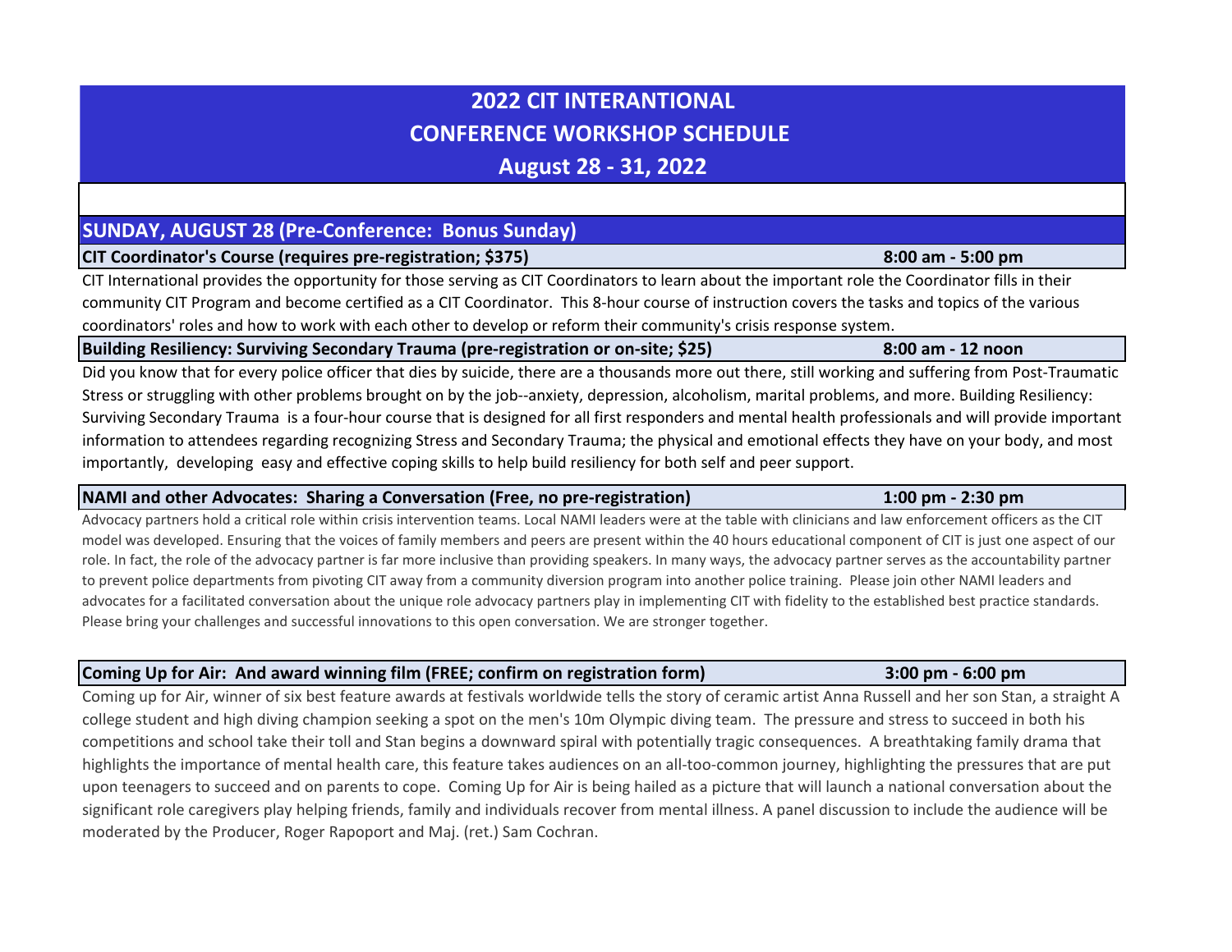# 2022 CIT INTERANTIONAL
# CONFERENCE WORKSHOP SCHEDULE
# August 28 - 31, 2022

## SUNDAY, AUGUST 28 (Pre-Conference: Bonus Sunday)

**CIT Coordinator's Course (requires pre-registration; $375)** — **8:00 am - 5:00 pm**

CIT International provides the opportunity for those serving as CIT Coordinators to learn about the important role the Coordinator fills in their community CIT Program and become certified as a CIT Coordinator. This 8-hour course of instruction covers the tasks and topics of the various coordinators' roles and how to work with each other to develop or reform their community's crisis response system.

**Building Resiliency: Surviving Secondary Trauma (pre-registration or on-site; $25)** — **8:00 am - 12 noon**

Did you know that for every police officer that dies by suicide, there are a thousands more out there, still working and suffering from Post-Traumatic Stress or struggling with other problems brought on by the job--anxiety, depression, alcoholism, marital problems, and more. Building Resiliency: Surviving Secondary Trauma is a four-hour course that is designed for all first responders and mental health professionals and will provide important information to attendees regarding recognizing Stress and Secondary Trauma; the physical and emotional effects they have on your body, and most importantly, developing easy and effective coping skills to help build resiliency for both self and peer support.

**NAMI and other Advocates: Sharing a Conversation (Free, no pre-registration)** — **1:00 pm - 2:30 pm**

Advocacy partners hold a critical role within crisis intervention teams. Local NAMI leaders were at the table with clinicians and law enforcement officers as the CIT model was developed. Ensuring that the voices of family members and peers are present within the 40 hours educational component of CIT is just one aspect of our role. In fact, the role of the advocacy partner is far more inclusive than providing speakers. In many ways, the advocacy partner serves as the accountability partner to prevent police departments from pivoting CIT away from a community diversion program into another police training. Please join other NAMI leaders and advocates for a facilitated conversation about the unique role advocacy partners play in implementing CIT with fidelity to the established best practice standards. Please bring your challenges and successful innovations to this open conversation. We are stronger together.

**Coming Up for Air: And award winning film (FREE; confirm on registration form)** — **3:00 pm - 6:00 pm**

Coming up for Air, winner of six best feature awards at festivals worldwide tells the story of ceramic artist Anna Russell and her son Stan, a straight A college student and high diving champion seeking a spot on the men's 10m Olympic diving team. The pressure and stress to succeed in both his competitions and school take their toll and Stan begins a downward spiral with potentially tragic consequences. A breathtaking family drama that highlights the importance of mental health care, this feature takes audiences on an all-too-common journey, highlighting the pressures that are put upon teenagers to succeed and on parents to cope. Coming Up for Air is being hailed as a picture that will launch a national conversation about the significant role caregivers play helping friends, family and individuals recover from mental illness. A panel discussion to include the audience will be moderated by the Producer, Roger Rapoport and Maj. (ret.) Sam Cochran.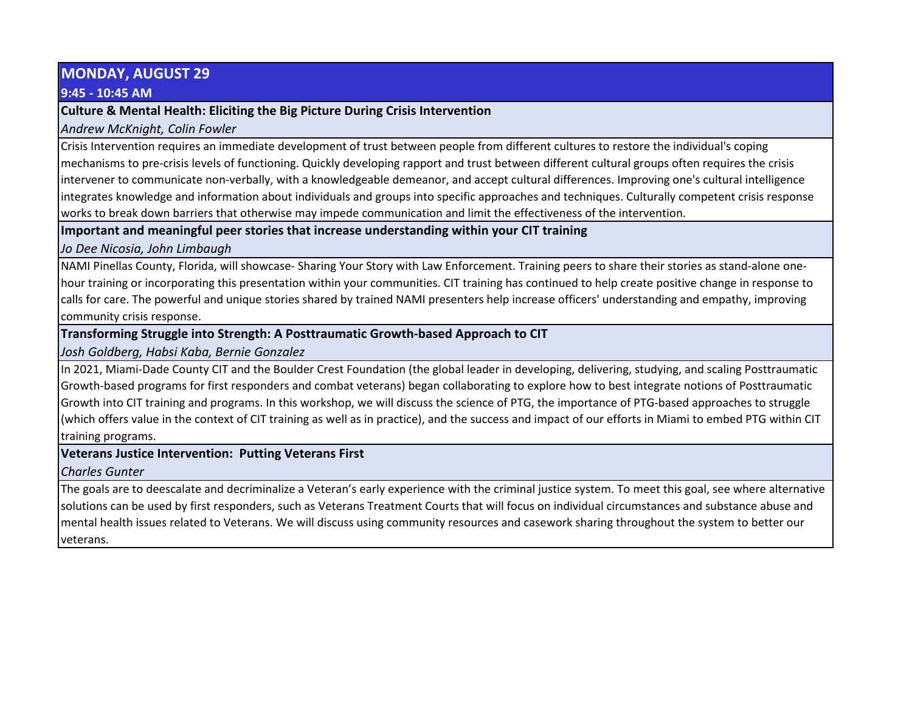## MONDAY, AUGUST 29

### 9:45 - 10:45 AM

**Culture & Mental Health: Eliciting the Big Picture During Crisis Intervention**

*Andrew McKnight, Colin Fowler*

Crisis Intervention requires an immediate development of trust between people from different cultures to restore the individual's coping mechanisms to pre-crisis levels of functioning. Quickly developing rapport and trust between different cultural groups often requires the crisis intervener to communicate non-verbally, with a knowledgeable demeanor, and accept cultural differences. Improving one's cultural intelligence integrates knowledge and information about individuals and groups into specific approaches and techniques. Culturally competent crisis response works to break down barriers that otherwise may impede communication and limit the effectiveness of the intervention.

**Important and meaningful peer stories that increase understanding within your CIT training**

*Jo Dee Nicosia, John Limbaugh*

NAMI Pinellas County, Florida, will showcase- Sharing Your Story with Law Enforcement. Training peers to share their stories as stand-alone one-hour training or incorporating this presentation within your communities. CIT training has continued to help create positive change in response to calls for care. The powerful and unique stories shared by trained NAMI presenters help increase officers' understanding and empathy, improving community crisis response.

**Transforming Struggle into Strength: A Posttraumatic Growth-based Approach to CIT**

*Josh Goldberg, Habsi Kaba, Bernie Gonzalez*

In 2021, Miami-Dade County CIT and the Boulder Crest Foundation (the global leader in developing, delivering, studying, and scaling Posttraumatic Growth-based programs for first responders and combat veterans) began collaborating to explore how to best integrate notions of Posttraumatic Growth into CIT training and programs. In this workshop, we will discuss the science of PTG, the importance of PTG-based approaches to struggle (which offers value in the context of CIT training as well as in practice), and the success and impact of our efforts in Miami to embed PTG within CIT training programs.

**Veterans Justice Intervention: Putting Veterans First**

*Charles Gunter*

The goals are to deescalate and decriminalize a Veteran's early experience with the criminal justice system. To meet this goal, see where alternative solutions can be used by first responders, such as Veterans Treatment Courts that will focus on individual circumstances and substance abuse and mental health issues related to Veterans. We will discuss using community resources and casework sharing throughout the system to better our veterans.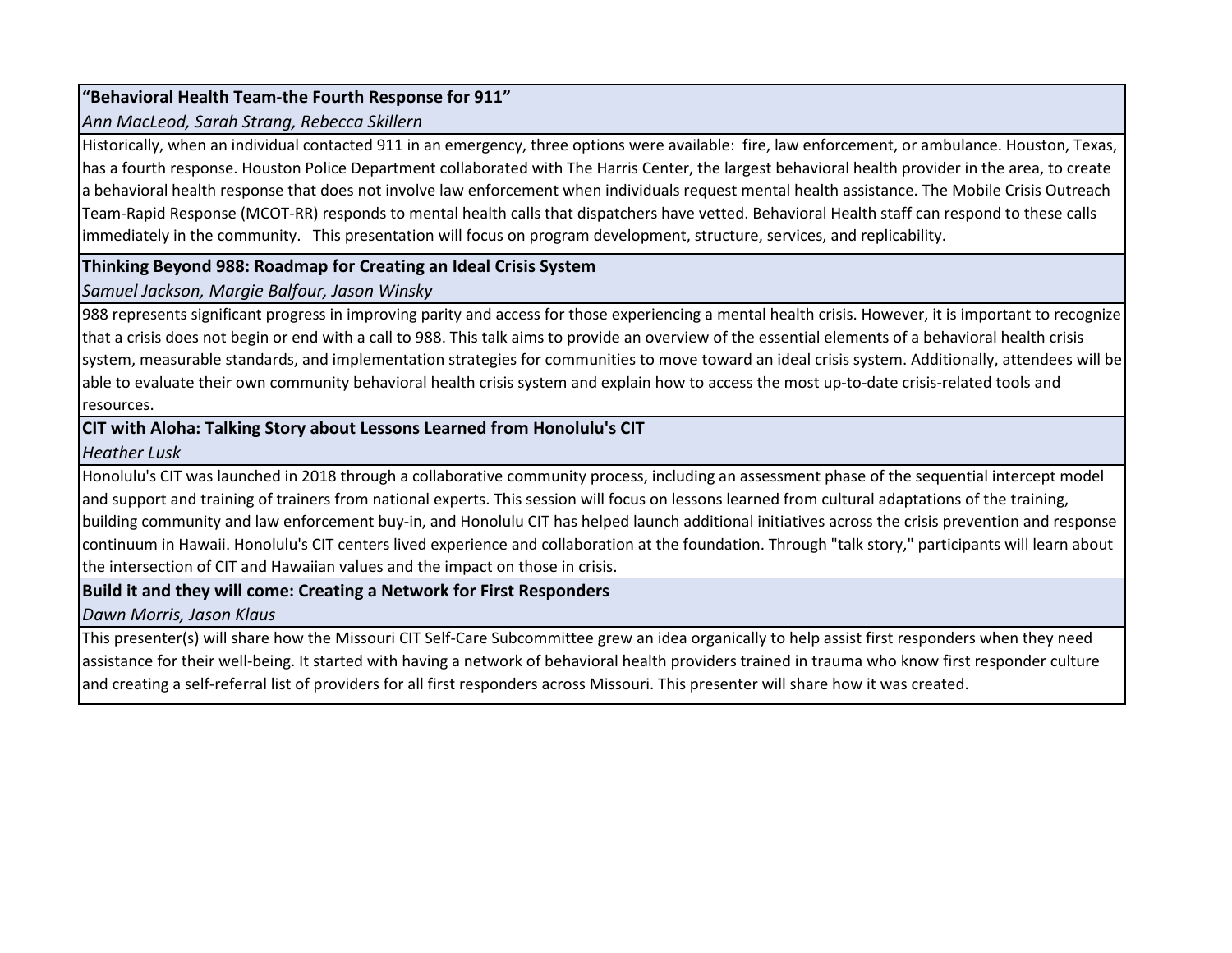**“Behavioral Health Team-the Fourth Response for 911”**

*Ann MacLeod, Sarah Strang, Rebecca Skillern*

Historically, when an individual contacted 911 in an emergency, three options were available: fire, law enforcement, or ambulance. Houston, Texas, has a fourth response. Houston Police Department collaborated with The Harris Center, the largest behavioral health provider in the area, to create a behavioral health response that does not involve law enforcement when individuals request mental health assistance. The Mobile Crisis Outreach Team-Rapid Response (MCOT-RR) responds to mental health calls that dispatchers have vetted. Behavioral Health staff can respond to these calls immediately in the community. This presentation will focus on program development, structure, services, and replicability.

**Thinking Beyond 988: Roadmap for Creating an Ideal Crisis System**

*Samuel Jackson, Margie Balfour, Jason Winsky*

988 represents significant progress in improving parity and access for those experiencing a mental health crisis. However, it is important to recognize that a crisis does not begin or end with a call to 988. This talk aims to provide an overview of the essential elements of a behavioral health crisis system, measurable standards, and implementation strategies for communities to move toward an ideal crisis system. Additionally, attendees will be able to evaluate their own community behavioral health crisis system and explain how to access the most up-to-date crisis-related tools and resources.

**CIT with Aloha: Talking Story about Lessons Learned from Honolulu's CIT**

*Heather Lusk*

Honolulu's CIT was launched in 2018 through a collaborative community process, including an assessment phase of the sequential intercept model and support and training of trainers from national experts. This session will focus on lessons learned from cultural adaptations of the training, building community and law enforcement buy-in, and Honolulu CIT has helped launch additional initiatives across the crisis prevention and response continuum in Hawaii. Honolulu's CIT centers lived experience and collaboration at the foundation. Through "talk story," participants will learn about the intersection of CIT and Hawaiian values and the impact on those in crisis.

**Build it and they will come: Creating a Network for First Responders**

*Dawn Morris, Jason Klaus*

This presenter(s) will share how the Missouri CIT Self-Care Subcommittee grew an idea organically to help assist first responders when they need assistance for their well-being. It started with having a network of behavioral health providers trained in trauma who know first responder culture and creating a self-referral list of providers for all first responders across Missouri. This presenter will share how it was created.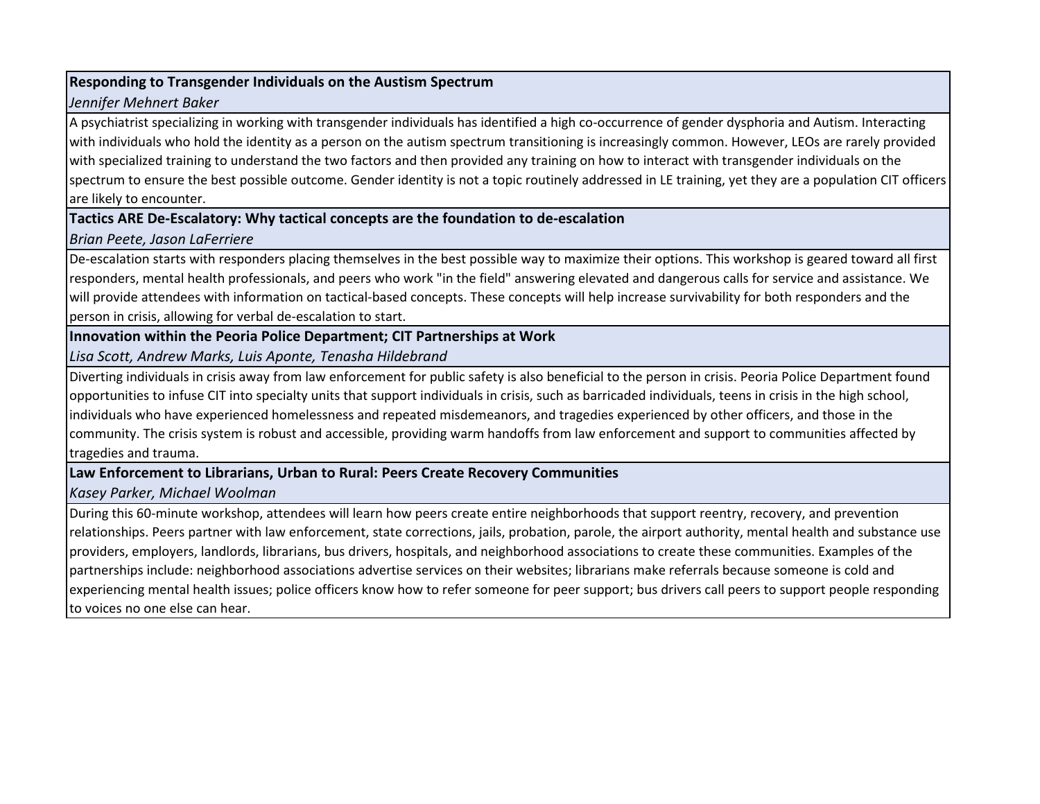**Responding to Transgender Individuals on the Austism Spectrum**

*Jennifer Mehnert Baker*

A psychiatrist specializing in working with transgender individuals has identified a high co-occurrence of gender dysphoria and Autism. Interacting with individuals who hold the identity as a person on the autism spectrum transitioning is increasingly common. However, LEOs are rarely provided with specialized training to understand the two factors and then provided any training on how to interact with transgender individuals on the spectrum to ensure the best possible outcome. Gender identity is not a topic routinely addressed in LE training, yet they are a population CIT officers are likely to encounter.

**Tactics ARE De-Escalatory: Why tactical concepts are the foundation to de-escalation**

*Brian Peete, Jason LaFerriere*

De-escalation starts with responders placing themselves in the best possible way to maximize their options. This workshop is geared toward all first responders, mental health professionals, and peers who work "in the field" answering elevated and dangerous calls for service and assistance. We will provide attendees with information on tactical-based concepts. These concepts will help increase survivability for both responders and the person in crisis, allowing for verbal de-escalation to start.

**Innovation within the Peoria Police Department; CIT Partnerships at Work**

*Lisa Scott, Andrew Marks, Luis Aponte, Tenasha Hildebrand*

Diverting individuals in crisis away from law enforcement for public safety is also beneficial to the person in crisis. Peoria Police Department found opportunities to infuse CIT into specialty units that support individuals in crisis, such as barricaded individuals, teens in crisis in the high school, individuals who have experienced homelessness and repeated misdemeanors, and tragedies experienced by other officers, and those in the community. The crisis system is robust and accessible, providing warm handoffs from law enforcement and support to communities affected by tragedies and trauma.

**Law Enforcement to Librarians, Urban to Rural: Peers Create Recovery Communities**

*Kasey Parker, Michael Woolman*

During this 60-minute workshop, attendees will learn how peers create entire neighborhoods that support reentry, recovery, and prevention relationships. Peers partner with law enforcement, state corrections, jails, probation, parole, the airport authority, mental health and substance use providers, employers, landlords, librarians, bus drivers, hospitals, and neighborhood associations to create these communities. Examples of the partnerships include: neighborhood associations advertise services on their websites; librarians make referrals because someone is cold and experiencing mental health issues; police officers know how to refer someone for peer support; bus drivers call peers to support people responding to voices no one else can hear.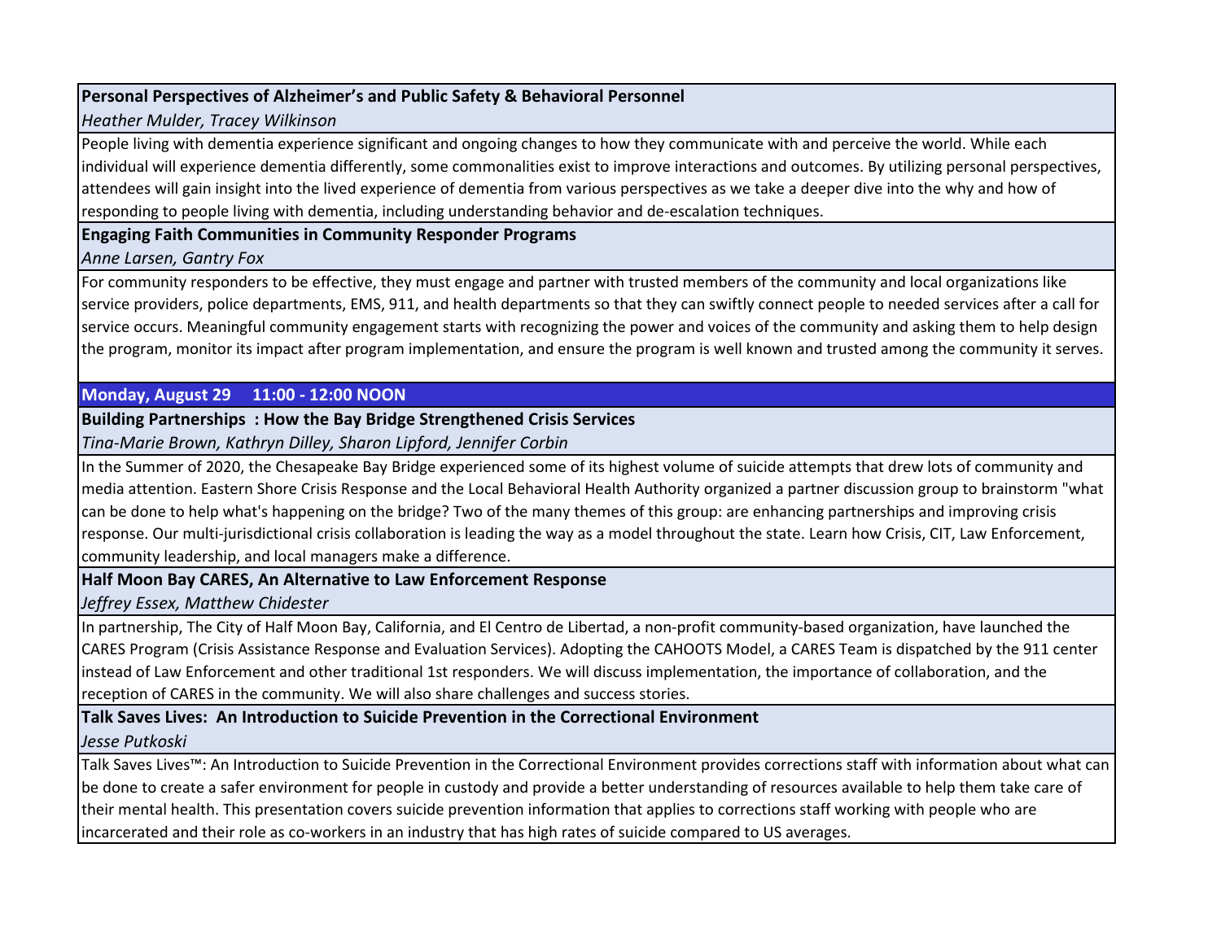**Personal Perspectives of Alzheimer's and Public Safety & Behavioral Personnel**

*Heather Mulder, Tracey Wilkinson*

People living with dementia experience significant and ongoing changes to how they communicate with and perceive the world. While each individual will experience dementia differently, some commonalities exist to improve interactions and outcomes. By utilizing personal perspectives, attendees will gain insight into the lived experience of dementia from various perspectives as we take a deeper dive into the why and how of responding to people living with dementia, including understanding behavior and de-escalation techniques.

**Engaging Faith Communities in Community Responder Programs**

*Anne Larsen, Gantry Fox*

For community responders to be effective, they must engage and partner with trusted members of the community and local organizations like service providers, police departments, EMS, 911, and health departments so that they can swiftly connect people to needed services after a call for service occurs. Meaningful community engagement starts with recognizing the power and voices of the community and asking them to help design the program, monitor its impact after program implementation, and ensure the program is well known and trusted among the community it serves.

## Monday, August 29 11:00 - 12:00 NOON

**Building Partnerships : How the Bay Bridge Strengthened Crisis Services**

*Tina-Marie Brown, Kathryn Dilley, Sharon Lipford, Jennifer Corbin*

In the Summer of 2020, the Chesapeake Bay Bridge experienced some of its highest volume of suicide attempts that drew lots of community and media attention. Eastern Shore Crisis Response and the Local Behavioral Health Authority organized a partner discussion group to brainstorm "what can be done to help what's happening on the bridge? Two of the many themes of this group: are enhancing partnerships and improving crisis response. Our multi-jurisdictional crisis collaboration is leading the way as a model throughout the state. Learn how Crisis, CIT, Law Enforcement, community leadership, and local managers make a difference.

**Half Moon Bay CARES, An Alternative to Law Enforcement Response**

*Jeffrey Essex, Matthew Chidester*

In partnership, The City of Half Moon Bay, California, and El Centro de Libertad, a non-profit community-based organization, have launched the CARES Program (Crisis Assistance Response and Evaluation Services). Adopting the CAHOOTS Model, a CARES Team is dispatched by the 911 center instead of Law Enforcement and other traditional 1st responders. We will discuss implementation, the importance of collaboration, and the reception of CARES in the community. We will also share challenges and success stories.

**Talk Saves Lives: An Introduction to Suicide Prevention in the Correctional Environment**

*Jesse Putkoski*

Talk Saves Lives™: An Introduction to Suicide Prevention in the Correctional Environment provides corrections staff with information about what can be done to create a safer environment for people in custody and provide a better understanding of resources available to help them take care of their mental health. This presentation covers suicide prevention information that applies to corrections staff working with people who are incarcerated and their role as co-workers in an industry that has high rates of suicide compared to US averages.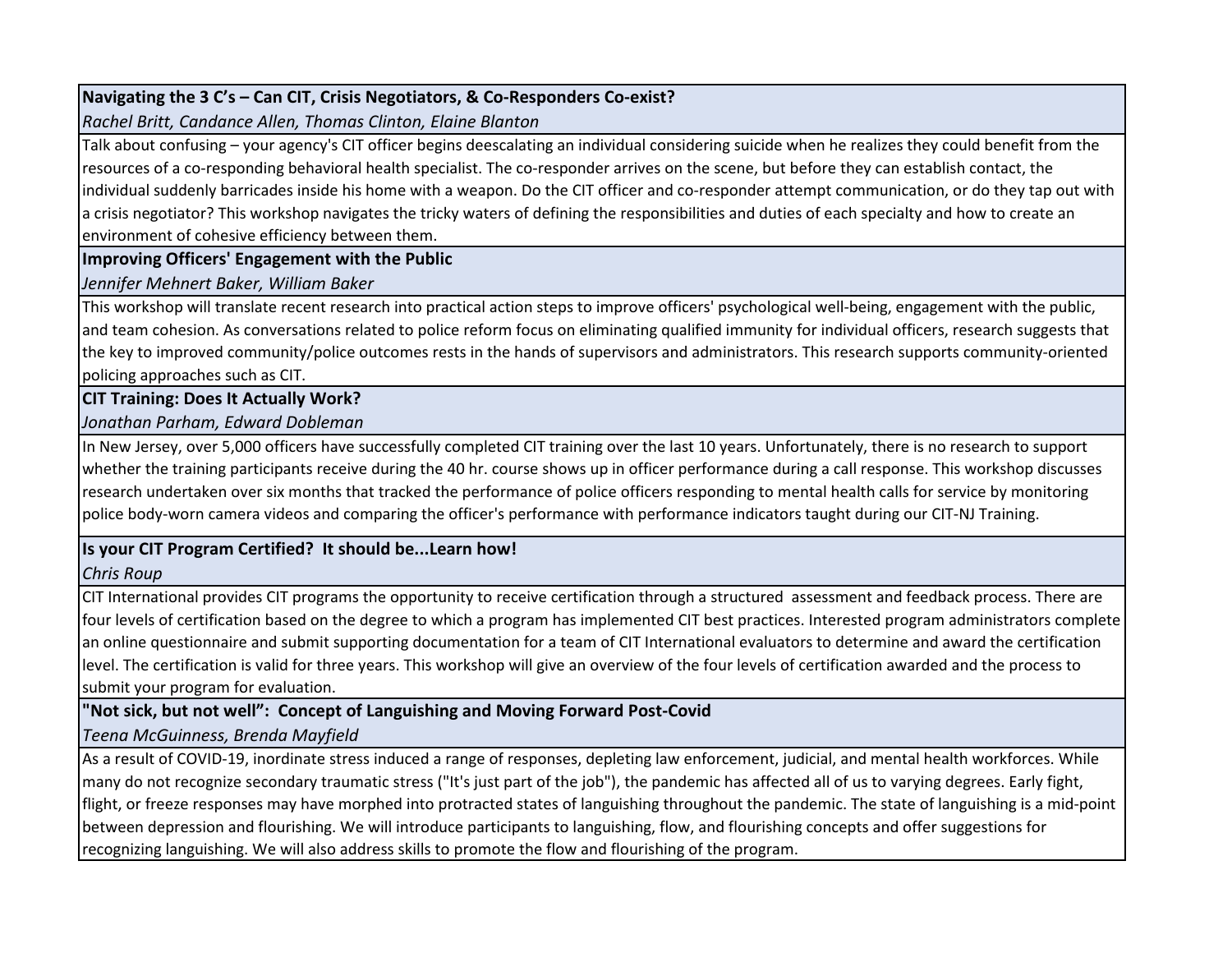**Navigating the 3 C's – Can CIT, Crisis Negotiators, & Co-Responders Co-exist?**

*Rachel Britt, Candance Allen, Thomas Clinton, Elaine Blanton*

Talk about confusing – your agency's CIT officer begins deescalating an individual considering suicide when he realizes they could benefit from the resources of a co-responding behavioral health specialist. The co-responder arrives on the scene, but before they can establish contact, the individual suddenly barricades inside his home with a weapon. Do the CIT officer and co-responder attempt communication, or do they tap out with a crisis negotiator? This workshop navigates the tricky waters of defining the responsibilities and duties of each specialty and how to create an environment of cohesive efficiency between them.

**Improving Officers' Engagement with the Public**

*Jennifer Mehnert Baker, William Baker*

This workshop will translate recent research into practical action steps to improve officers' psychological well-being, engagement with the public, and team cohesion. As conversations related to police reform focus on eliminating qualified immunity for individual officers, research suggests that the key to improved community/police outcomes rests in the hands of supervisors and administrators. This research supports community-oriented policing approaches such as CIT.

**CIT Training: Does It Actually Work?**

*Jonathan Parham, Edward Dobleman*

In New Jersey, over 5,000 officers have successfully completed CIT training over the last 10 years. Unfortunately, there is no research to support whether the training participants receive during the 40 hr. course shows up in officer performance during a call response. This workshop discusses research undertaken over six months that tracked the performance of police officers responding to mental health calls for service by monitoring police body-worn camera videos and comparing the officer's performance with performance indicators taught during our CIT-NJ Training.

**Is your CIT Program Certified? It should be...Learn how!**

*Chris Roup*

CIT International provides CIT programs the opportunity to receive certification through a structured assessment and feedback process. There are four levels of certification based on the degree to which a program has implemented CIT best practices. Interested program administrators complete an online questionnaire and submit supporting documentation for a team of CIT International evaluators to determine and award the certification level. The certification is valid for three years. This workshop will give an overview of the four levels of certification awarded and the process to submit your program for evaluation.

**"Not sick, but not well": Concept of Languishing and Moving Forward Post-Covid**

*Teena McGuinness, Brenda Mayfield*

As a result of COVID-19, inordinate stress induced a range of responses, depleting law enforcement, judicial, and mental health workforces. While many do not recognize secondary traumatic stress ("It's just part of the job"), the pandemic has affected all of us to varying degrees. Early fight, flight, or freeze responses may have morphed into protracted states of languishing throughout the pandemic. The state of languishing is a mid-point between depression and flourishing. We will introduce participants to languishing, flow, and flourishing concepts and offer suggestions for recognizing languishing. We will also address skills to promote the flow and flourishing of the program.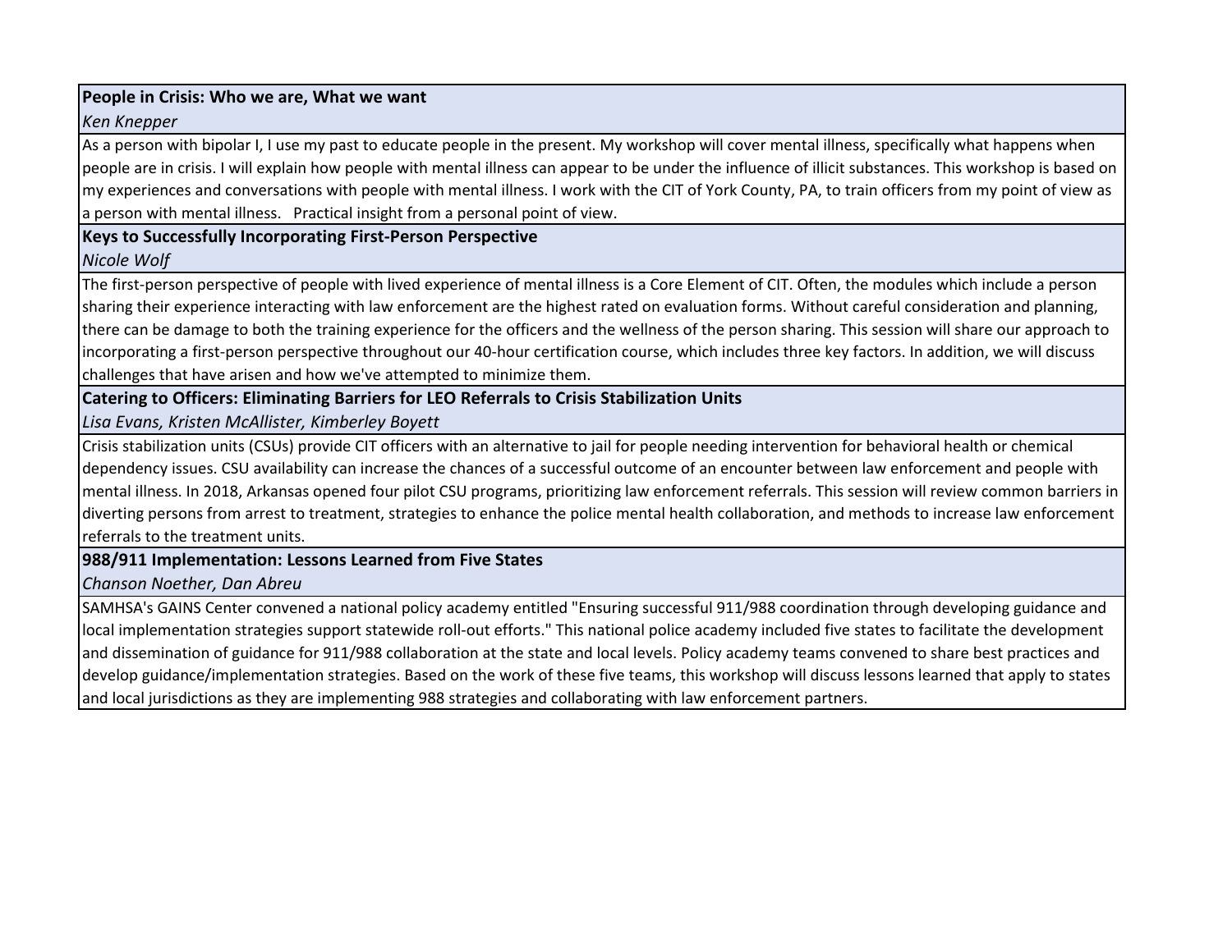**People in Crisis: Who we are, What we want**

*Ken Knepper*

As a person with bipolar I, I use my past to educate people in the present. My workshop will cover mental illness, specifically what happens when people are in crisis. I will explain how people with mental illness can appear to be under the influence of illicit substances. This workshop is based on my experiences and conversations with people with mental illness. I work with the CIT of York County, PA, to train officers from my point of view as a person with mental illness.   Practical insight from a personal point of view.

**Keys to Successfully Incorporating First-Person Perspective**

*Nicole Wolf*

The first-person perspective of people with lived experience of mental illness is a Core Element of CIT. Often, the modules which include a person sharing their experience interacting with law enforcement are the highest rated on evaluation forms. Without careful consideration and planning, there can be damage to both the training experience for the officers and the wellness of the person sharing. This session will share our approach to incorporating a first-person perspective throughout our 40-hour certification course, which includes three key factors. In addition, we will discuss challenges that have arisen and how we've attempted to minimize them.

**Catering to Officers: Eliminating Barriers for LEO Referrals to Crisis Stabilization Units**

*Lisa Evans, Kristen McAllister, Kimberley Boyett*

Crisis stabilization units (CSUs) provide CIT officers with an alternative to jail for people needing intervention for behavioral health or chemical dependency issues. CSU availability can increase the chances of a successful outcome of an encounter between law enforcement and people with mental illness. In 2018, Arkansas opened four pilot CSU programs, prioritizing law enforcement referrals. This session will review common barriers in diverting persons from arrest to treatment, strategies to enhance the police mental health collaboration, and methods to increase law enforcement referrals to the treatment units.

**988/911 Implementation: Lessons Learned from Five States**

*Chanson Noether, Dan Abreu*

SAMHSA's GAINS Center convened a national policy academy entitled "Ensuring successful 911/988 coordination through developing guidance and local implementation strategies support statewide roll-out efforts." This national police academy included five states to facilitate the development and dissemination of guidance for 911/988 collaboration at the state and local levels. Policy academy teams convened to share best practices and develop guidance/implementation strategies. Based on the work of these five teams, this workshop will discuss lessons learned that apply to states and local jurisdictions as they are implementing 988 strategies and collaborating with law enforcement partners.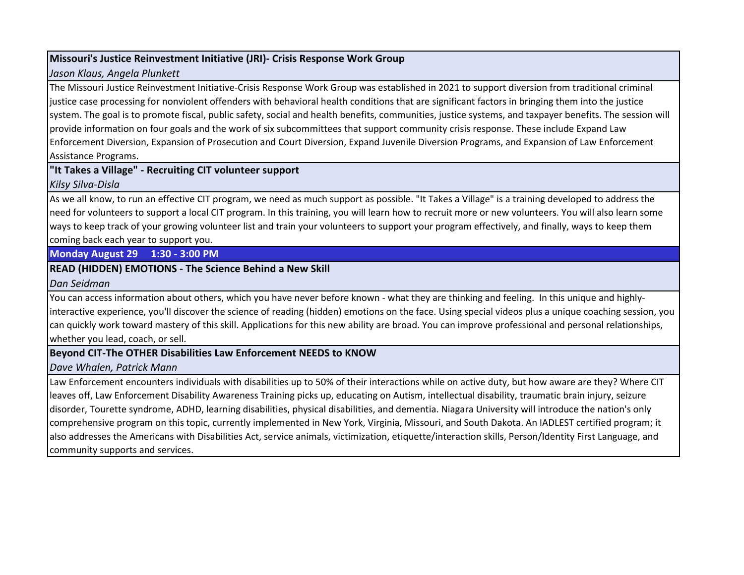### Missouri's Justice Reinvestment Initiative (JRI)- Crisis Response Work Group

*Jason Klaus, Angela Plunkett*

The Missouri Justice Reinvestment Initiative-Crisis Response Work Group was established in 2021 to support diversion from traditional criminal justice case processing for nonviolent offenders with behavioral health conditions that are significant factors in bringing them into the justice system. The goal is to promote fiscal, public safety, social and health benefits, communities, justice systems, and taxpayer benefits. The session will provide information on four goals and the work of six subcommittees that support community crisis response. These include Expand Law Enforcement Diversion, Expansion of Prosecution and Court Diversion, Expand Juvenile Diversion Programs, and Expansion of Law Enforcement Assistance Programs.

### "It Takes a Village" - Recruiting CIT volunteer support

*Kilsy Silva-Disla*

As we all know, to run an effective CIT program, we need as much support as possible. "It Takes a Village" is a training developed to address the need for volunteers to support a local CIT program. In this training, you will learn how to recruit more or new volunteers. You will also learn some ways to keep track of your growing volunteer list and train your volunteers to support your program effectively, and finally, ways to keep them coming back each year to support you.

## Monday August 29 1:30 - 3:00 PM

### READ (HIDDEN) EMOTIONS - The Science Behind a New Skill

*Dan Seidman*

You can access information about others, which you have never before known - what they are thinking and feeling. In this unique and highly-interactive experience, you'll discover the science of reading (hidden) emotions on the face. Using special videos plus a unique coaching session, you can quickly work toward mastery of this skill. Applications for this new ability are broad. You can improve professional and personal relationships, whether you lead, coach, or sell.

### Beyond CIT-The OTHER Disabilities Law Enforcement NEEDS to KNOW

*Dave Whalen, Patrick Mann*

Law Enforcement encounters individuals with disabilities up to 50% of their interactions while on active duty, but how aware are they? Where CIT leaves off, Law Enforcement Disability Awareness Training picks up, educating on Autism, intellectual disability, traumatic brain injury, seizure disorder, Tourette syndrome, ADHD, learning disabilities, physical disabilities, and dementia. Niagara University will introduce the nation's only comprehensive program on this topic, currently implemented in New York, Virginia, Missouri, and South Dakota. An IADLEST certified program; it also addresses the Americans with Disabilities Act, service animals, victimization, etiquette/interaction skills, Person/Identity First Language, and community supports and services.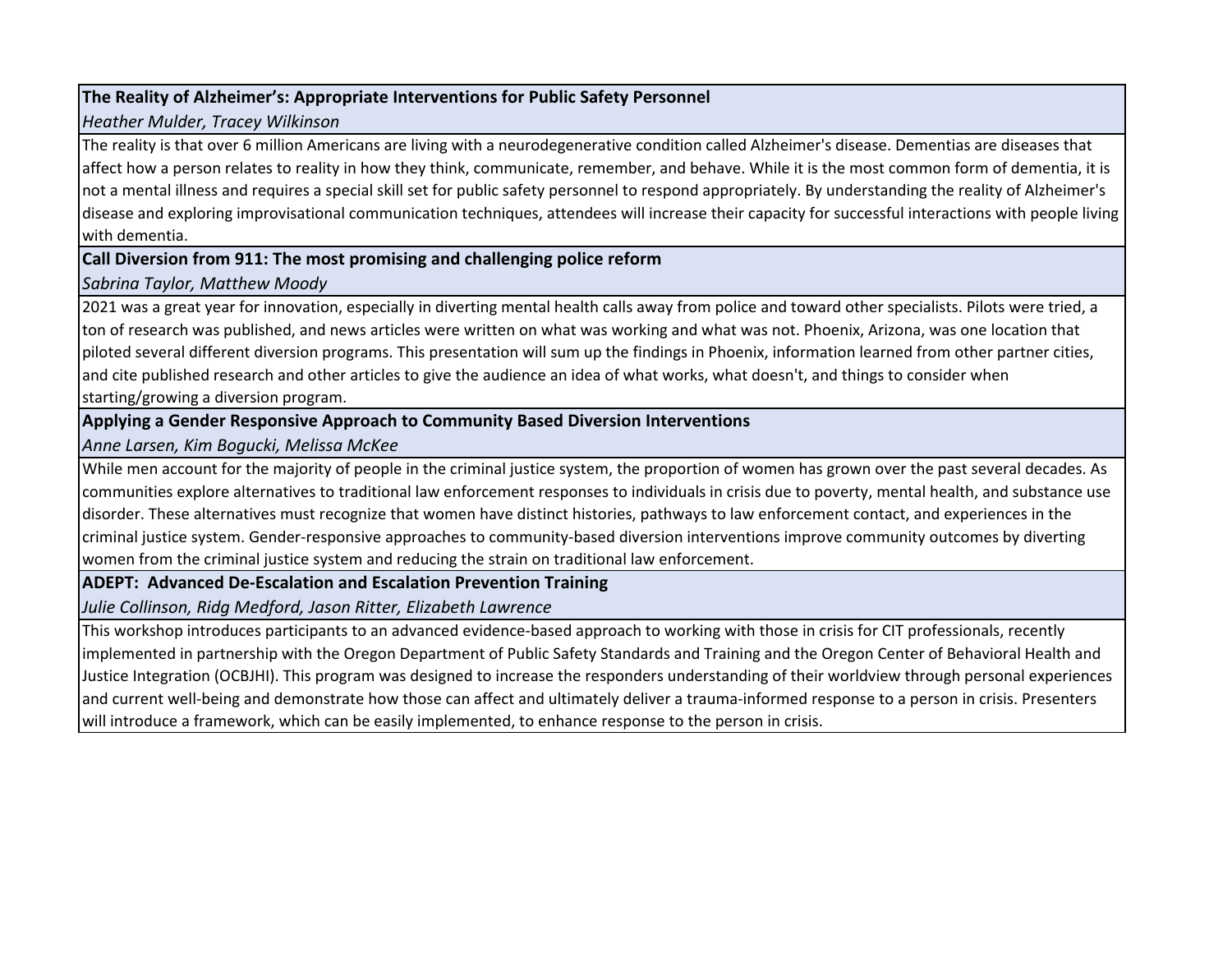**The Reality of Alzheimer's: Appropriate Interventions for Public Safety Personnel**

*Heather Mulder, Tracey Wilkinson*

The reality is that over 6 million Americans are living with a neurodegenerative condition called Alzheimer's disease. Dementias are diseases that affect how a person relates to reality in how they think, communicate, remember, and behave. While it is the most common form of dementia, it is not a mental illness and requires a special skill set for public safety personnel to respond appropriately. By understanding the reality of Alzheimer's disease and exploring improvisational communication techniques, attendees will increase their capacity for successful interactions with people living with dementia.

**Call Diversion from 911: The most promising and challenging police reform**

*Sabrina Taylor, Matthew Moody*

2021 was a great year for innovation, especially in diverting mental health calls away from police and toward other specialists. Pilots were tried, a ton of research was published, and news articles were written on what was working and what was not. Phoenix, Arizona, was one location that piloted several different diversion programs. This presentation will sum up the findings in Phoenix, information learned from other partner cities, and cite published research and other articles to give the audience an idea of what works, what doesn't, and things to consider when starting/growing a diversion program.

**Applying a Gender Responsive Approach to Community Based Diversion Interventions**

*Anne Larsen, Kim Bogucki, Melissa McKee*

While men account for the majority of people in the criminal justice system, the proportion of women has grown over the past several decades. As communities explore alternatives to traditional law enforcement responses to individuals in crisis due to poverty, mental health, and substance use disorder. These alternatives must recognize that women have distinct histories, pathways to law enforcement contact, and experiences in the criminal justice system. Gender-responsive approaches to community-based diversion interventions improve community outcomes by diverting women from the criminal justice system and reducing the strain on traditional law enforcement.

**ADEPT: Advanced De-Escalation and Escalation Prevention Training**

*Julie Collinson, Ridg Medford, Jason Ritter, Elizabeth Lawrence*

This workshop introduces participants to an advanced evidence-based approach to working with those in crisis for CIT professionals, recently implemented in partnership with the Oregon Department of Public Safety Standards and Training and the Oregon Center of Behavioral Health and Justice Integration (OCBJHI). This program was designed to increase the responders understanding of their worldview through personal experiences and current well-being and demonstrate how those can affect and ultimately deliver a trauma-informed response to a person in crisis. Presenters will introduce a framework, which can be easily implemented, to enhance response to the person in crisis.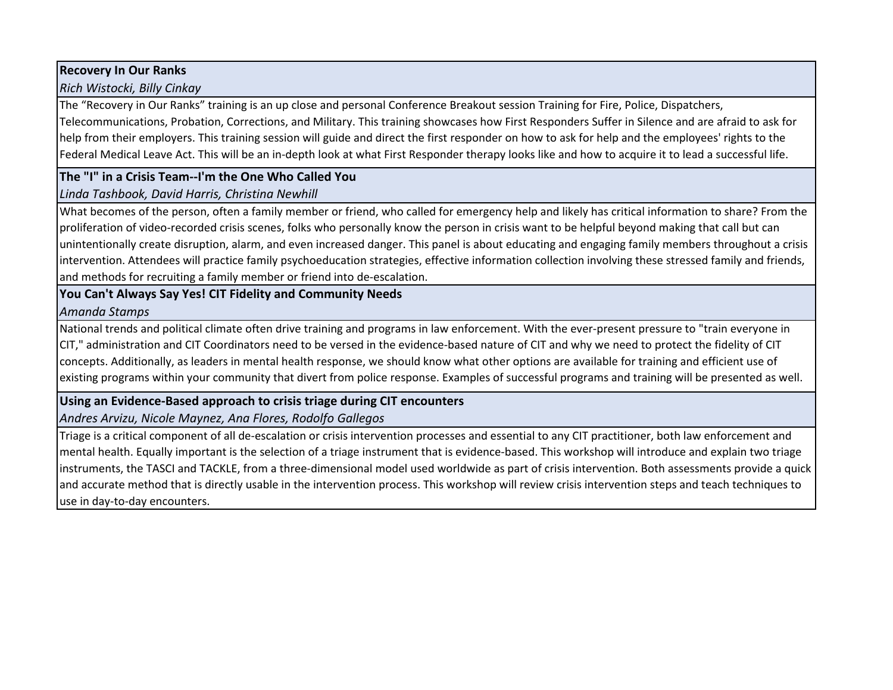**Recovery In Our Ranks**

*Rich Wistocki, Billy Cinkay*

The "Recovery in Our Ranks" training is an up close and personal Conference Breakout session Training for Fire, Police, Dispatchers, Telecommunications, Probation, Corrections, and Military. This training showcases how First Responders Suffer in Silence and are afraid to ask for help from their employers. This training session will guide and direct the first responder on how to ask for help and the employees' rights to the Federal Medical Leave Act. This will be an in-depth look at what First Responder therapy looks like and how to acquire it to lead a successful life.

**The "I" in a Crisis Team--I'm the One Who Called You**

*Linda Tashbook, David Harris, Christina Newhill*

What becomes of the person, often a family member or friend, who called for emergency help and likely has critical information to share? From the proliferation of video-recorded crisis scenes, folks who personally know the person in crisis want to be helpful beyond making that call but can unintentionally create disruption, alarm, and even increased danger. This panel is about educating and engaging family members throughout a crisis intervention. Attendees will practice family psychoeducation strategies, effective information collection involving these stressed family and friends, and methods for recruiting a family member or friend into de-escalation.

**You Can't Always Say Yes! CIT Fidelity and Community Needs**

*Amanda Stamps*

National trends and political climate often drive training and programs in law enforcement. With the ever-present pressure to "train everyone in CIT," administration and CIT Coordinators need to be versed in the evidence-based nature of CIT and why we need to protect the fidelity of CIT concepts. Additionally, as leaders in mental health response, we should know what other options are available for training and efficient use of existing programs within your community that divert from police response. Examples of successful programs and training will be presented as well.

**Using an Evidence-Based approach to crisis triage during CIT encounters**

*Andres Arvizu, Nicole Maynez, Ana Flores, Rodolfo Gallegos*

Triage is a critical component of all de-escalation or crisis intervention processes and essential to any CIT practitioner, both law enforcement and mental health. Equally important is the selection of a triage instrument that is evidence-based. This workshop will introduce and explain two triage instruments, the TASCI and TACKLE, from a three-dimensional model used worldwide as part of crisis intervention. Both assessments provide a quick and accurate method that is directly usable in the intervention process. This workshop will review crisis intervention steps and teach techniques to use in day-to-day encounters.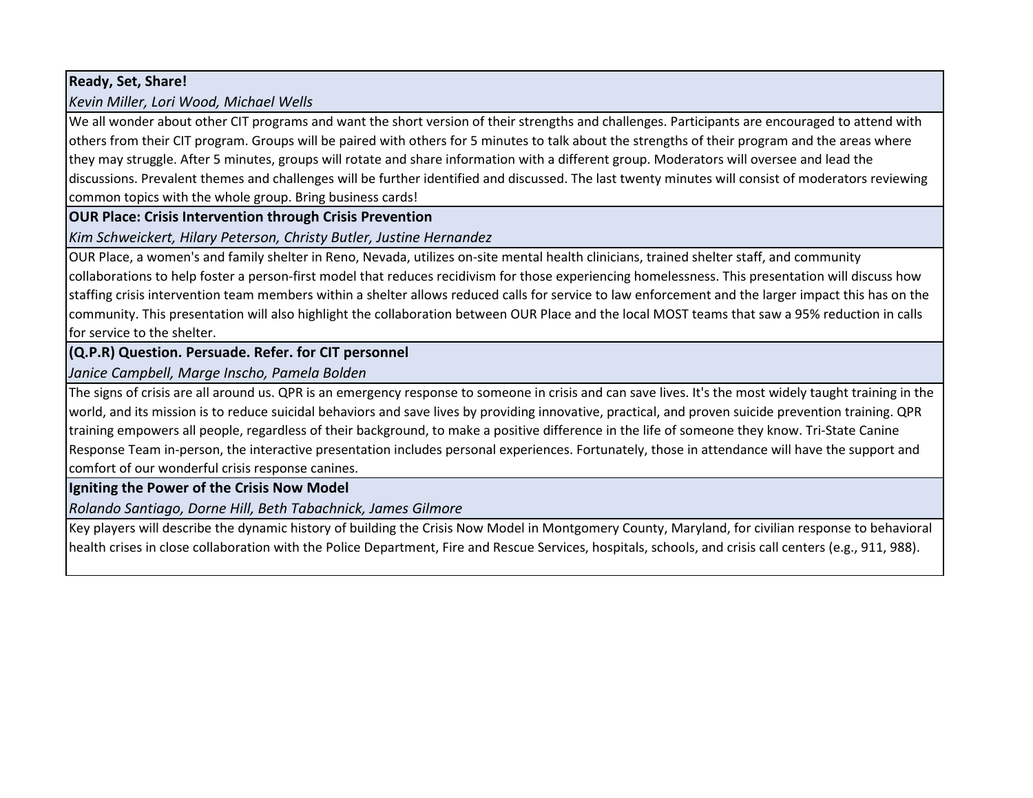**Ready, Set, Share!**

*Kevin Miller, Lori Wood, Michael Wells*

We all wonder about other CIT programs and want the short version of their strengths and challenges. Participants are encouraged to attend with others from their CIT program. Groups will be paired with others for 5 minutes to talk about the strengths of their program and the areas where they may struggle. After 5 minutes, groups will rotate and share information with a different group. Moderators will oversee and lead the discussions. Prevalent themes and challenges will be further identified and discussed. The last twenty minutes will consist of moderators reviewing common topics with the whole group. Bring business cards!

**OUR Place: Crisis Intervention through Crisis Prevention**

*Kim Schweickert, Hilary Peterson, Christy Butler, Justine Hernandez*

OUR Place, a women's and family shelter in Reno, Nevada, utilizes on-site mental health clinicians, trained shelter staff, and community collaborations to help foster a person-first model that reduces recidivism for those experiencing homelessness. This presentation will discuss how staffing crisis intervention team members within a shelter allows reduced calls for service to law enforcement and the larger impact this has on the community. This presentation will also highlight the collaboration between OUR Place and the local MOST teams that saw a 95% reduction in calls for service to the shelter.

**(Q.P.R) Question. Persuade. Refer. for CIT personnel**

*Janice Campbell, Marge Inscho, Pamela Bolden*

The signs of crisis are all around us. QPR is an emergency response to someone in crisis and can save lives. It's the most widely taught training in the world, and its mission is to reduce suicidal behaviors and save lives by providing innovative, practical, and proven suicide prevention training. QPR training empowers all people, regardless of their background, to make a positive difference in the life of someone they know. Tri-State Canine Response Team in-person, the interactive presentation includes personal experiences. Fortunately, those in attendance will have the support and comfort of our wonderful crisis response canines.

**Igniting the Power of the Crisis Now Model**

*Rolando Santiago, Dorne Hill, Beth Tabachnick, James Gilmore*

Key players will describe the dynamic history of building the Crisis Now Model in Montgomery County, Maryland, for civilian response to behavioral health crises in close collaboration with the Police Department, Fire and Rescue Services, hospitals, schools, and crisis call centers (e.g., 911, 988).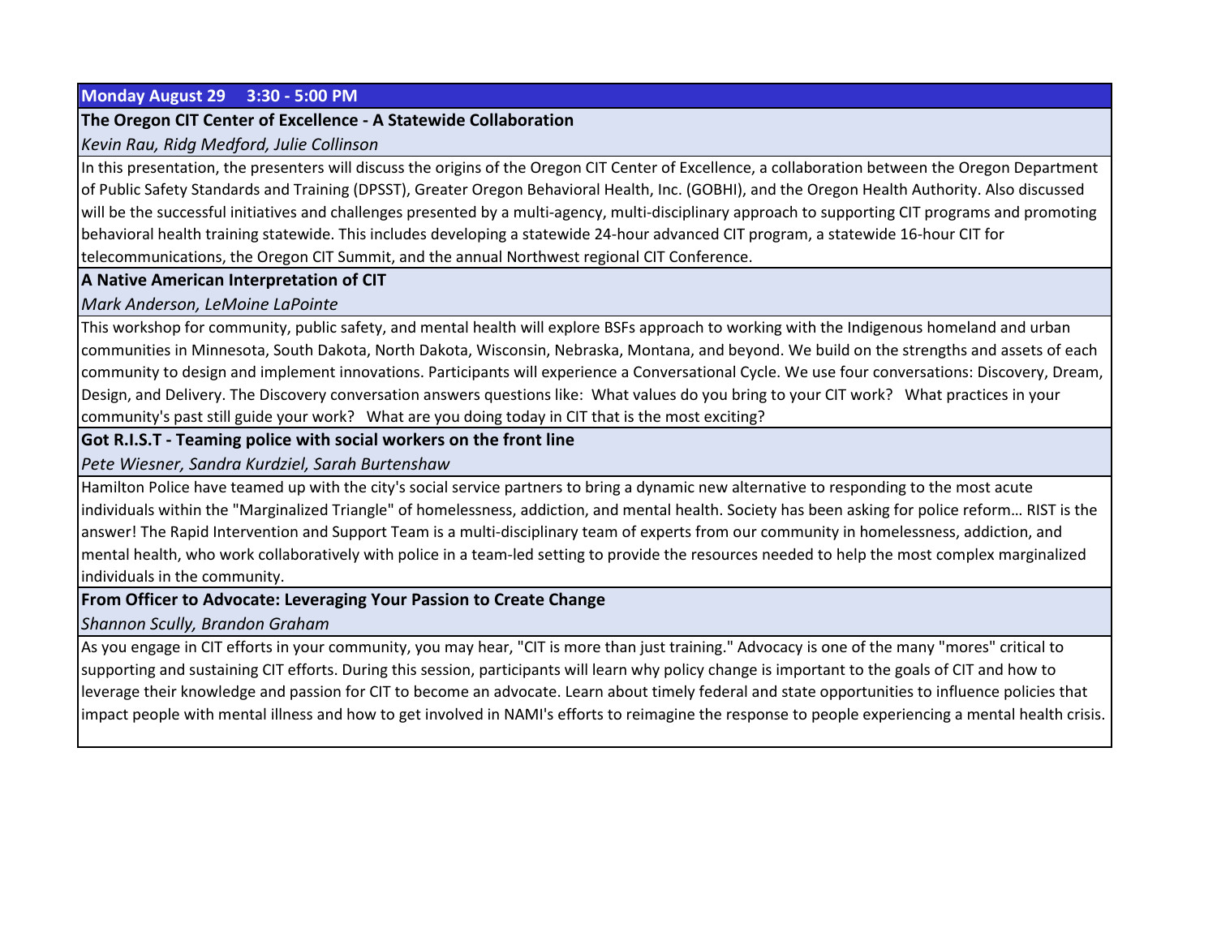## Monday August 29 3:30 - 5:00 PM

### The Oregon CIT Center of Excellence - A Statewide Collaboration

*Kevin Rau, Ridg Medford, Julie Collinson*

In this presentation, the presenters will discuss the origins of the Oregon CIT Center of Excellence, a collaboration between the Oregon Department of Public Safety Standards and Training (DPSST), Greater Oregon Behavioral Health, Inc. (GOBHI), and the Oregon Health Authority. Also discussed will be the successful initiatives and challenges presented by a multi-agency, multi-disciplinary approach to supporting CIT programs and promoting behavioral health training statewide. This includes developing a statewide 24-hour advanced CIT program, a statewide 16-hour CIT for telecommunications, the Oregon CIT Summit, and the annual Northwest regional CIT Conference.

### A Native American Interpretation of CIT

*Mark Anderson, LeMoine LaPointe*

This workshop for community, public safety, and mental health will explore BSFs approach to working with the Indigenous homeland and urban communities in Minnesota, South Dakota, North Dakota, Wisconsin, Nebraska, Montana, and beyond. We build on the strengths and assets of each community to design and implement innovations. Participants will experience a Conversational Cycle. We use four conversations: Discovery, Dream, Design, and Delivery. The Discovery conversation answers questions like: What values do you bring to your CIT work? What practices in your community's past still guide your work? What are you doing today in CIT that is the most exciting?

### Got R.I.S.T - Teaming police with social workers on the front line

*Pete Wiesner, Sandra Kurdziel, Sarah Burtenshaw*

Hamilton Police have teamed up with the city's social service partners to bring a dynamic new alternative to responding to the most acute individuals within the "Marginalized Triangle" of homelessness, addiction, and mental health. Society has been asking for police reform… RIST is the answer! The Rapid Intervention and Support Team is a multi-disciplinary team of experts from our community in homelessness, addiction, and mental health, who work collaboratively with police in a team-led setting to provide the resources needed to help the most complex marginalized individuals in the community.

### From Officer to Advocate: Leveraging Your Passion to Create Change

*Shannon Scully, Brandon Graham*

As you engage in CIT efforts in your community, you may hear, "CIT is more than just training." Advocacy is one of the many "mores" critical to supporting and sustaining CIT efforts. During this session, participants will learn why policy change is important to the goals of CIT and how to leverage their knowledge and passion for CIT to become an advocate. Learn about timely federal and state opportunities to influence policies that impact people with mental illness and how to get involved in NAMI's efforts to reimagine the response to people experiencing a mental health crisis.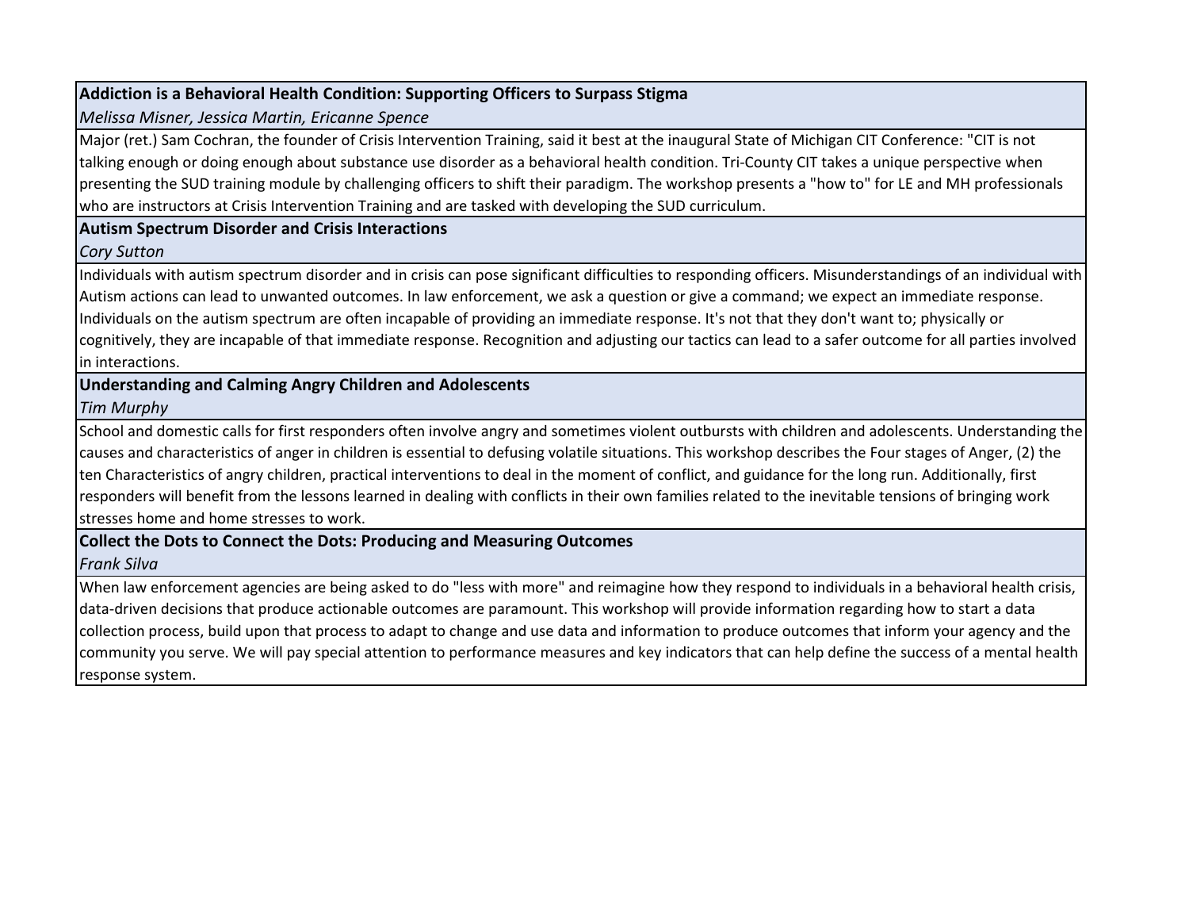**Addiction is a Behavioral Health Condition: Supporting Officers to Surpass Stigma**

*Melissa Misner, Jessica Martin, Ericanne Spence*

Major (ret.) Sam Cochran, the founder of Crisis Intervention Training, said it best at the inaugural State of Michigan CIT Conference: "CIT is not talking enough or doing enough about substance use disorder as a behavioral health condition. Tri-County CIT takes a unique perspective when presenting the SUD training module by challenging officers to shift their paradigm. The workshop presents a "how to" for LE and MH professionals who are instructors at Crisis Intervention Training and are tasked with developing the SUD curriculum.

**Autism Spectrum Disorder and Crisis Interactions**

*Cory Sutton*

Individuals with autism spectrum disorder and in crisis can pose significant difficulties to responding officers. Misunderstandings of an individual with Autism actions can lead to unwanted outcomes. In law enforcement, we ask a question or give a command; we expect an immediate response. Individuals on the autism spectrum are often incapable of providing an immediate response. It's not that they don't want to; physically or cognitively, they are incapable of that immediate response. Recognition and adjusting our tactics can lead to a safer outcome for all parties involved in interactions.

**Understanding and Calming Angry Children and Adolescents**

*Tim Murphy*

School and domestic calls for first responders often involve angry and sometimes violent outbursts with children and adolescents. Understanding the causes and characteristics of anger in children is essential to defusing volatile situations. This workshop describes the Four stages of Anger, (2) the ten Characteristics of angry children, practical interventions to deal in the moment of conflict, and guidance for the long run. Additionally, first responders will benefit from the lessons learned in dealing with conflicts in their own families related to the inevitable tensions of bringing work stresses home and home stresses to work.

**Collect the Dots to Connect the Dots: Producing and Measuring Outcomes**

*Frank Silva*

When law enforcement agencies are being asked to do "less with more" and reimagine how they respond to individuals in a behavioral health crisis, data-driven decisions that produce actionable outcomes are paramount. This workshop will provide information regarding how to start a data collection process, build upon that process to adapt to change and use data and information to produce outcomes that inform your agency and the community you serve. We will pay special attention to performance measures and key indicators that can help define the success of a mental health response system.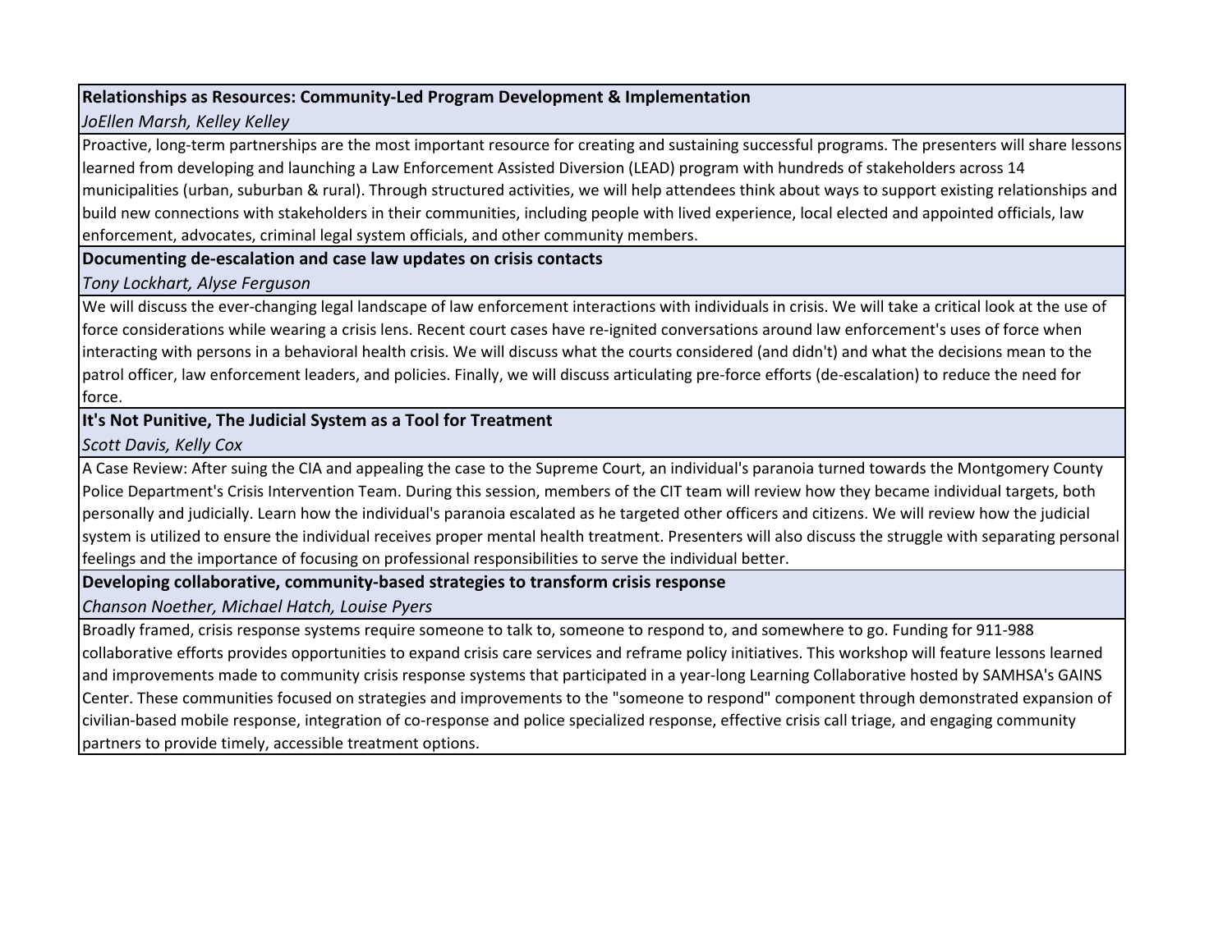**Relationships as Resources: Community-Led Program Development & Implementation**

*JoEllen Marsh, Kelley Kelley*

Proactive, long-term partnerships are the most important resource for creating and sustaining successful programs. The presenters will share lessons learned from developing and launching a Law Enforcement Assisted Diversion (LEAD) program with hundreds of stakeholders across 14 municipalities (urban, suburban & rural). Through structured activities, we will help attendees think about ways to support existing relationships and build new connections with stakeholders in their communities, including people with lived experience, local elected and appointed officials, law enforcement, advocates, criminal legal system officials, and other community members.

**Documenting de-escalation and case law updates on crisis contacts**

*Tony Lockhart, Alyse Ferguson*

We will discuss the ever-changing legal landscape of law enforcement interactions with individuals in crisis. We will take a critical look at the use of force considerations while wearing a crisis lens. Recent court cases have re-ignited conversations around law enforcement's uses of force when interacting with persons in a behavioral health crisis. We will discuss what the courts considered (and didn't) and what the decisions mean to the patrol officer, law enforcement leaders, and policies. Finally, we will discuss articulating pre-force efforts (de-escalation) to reduce the need for force.

**It's Not Punitive, The Judicial System as a Tool for Treatment**

*Scott Davis, Kelly Cox*

A Case Review: After suing the CIA and appealing the case to the Supreme Court, an individual's paranoia turned towards the Montgomery County Police Department's Crisis Intervention Team. During this session, members of the CIT team will review how they became individual targets, both personally and judicially. Learn how the individual's paranoia escalated as he targeted other officers and citizens. We will review how the judicial system is utilized to ensure the individual receives proper mental health treatment. Presenters will also discuss the struggle with separating personal feelings and the importance of focusing on professional responsibilities to serve the individual better.

**Developing collaborative, community-based strategies to transform crisis response**

*Chanson Noether, Michael Hatch, Louise Pyers*

Broadly framed, crisis response systems require someone to talk to, someone to respond to, and somewhere to go. Funding for 911-988 collaborative efforts provides opportunities to expand crisis care services and reframe policy initiatives. This workshop will feature lessons learned and improvements made to community crisis response systems that participated in a year-long Learning Collaborative hosted by SAMHSA's GAINS Center. These communities focused on strategies and improvements to the "someone to respond" component through demonstrated expansion of civilian-based mobile response, integration of co-response and police specialized response, effective crisis call triage, and engaging community partners to provide timely, accessible treatment options.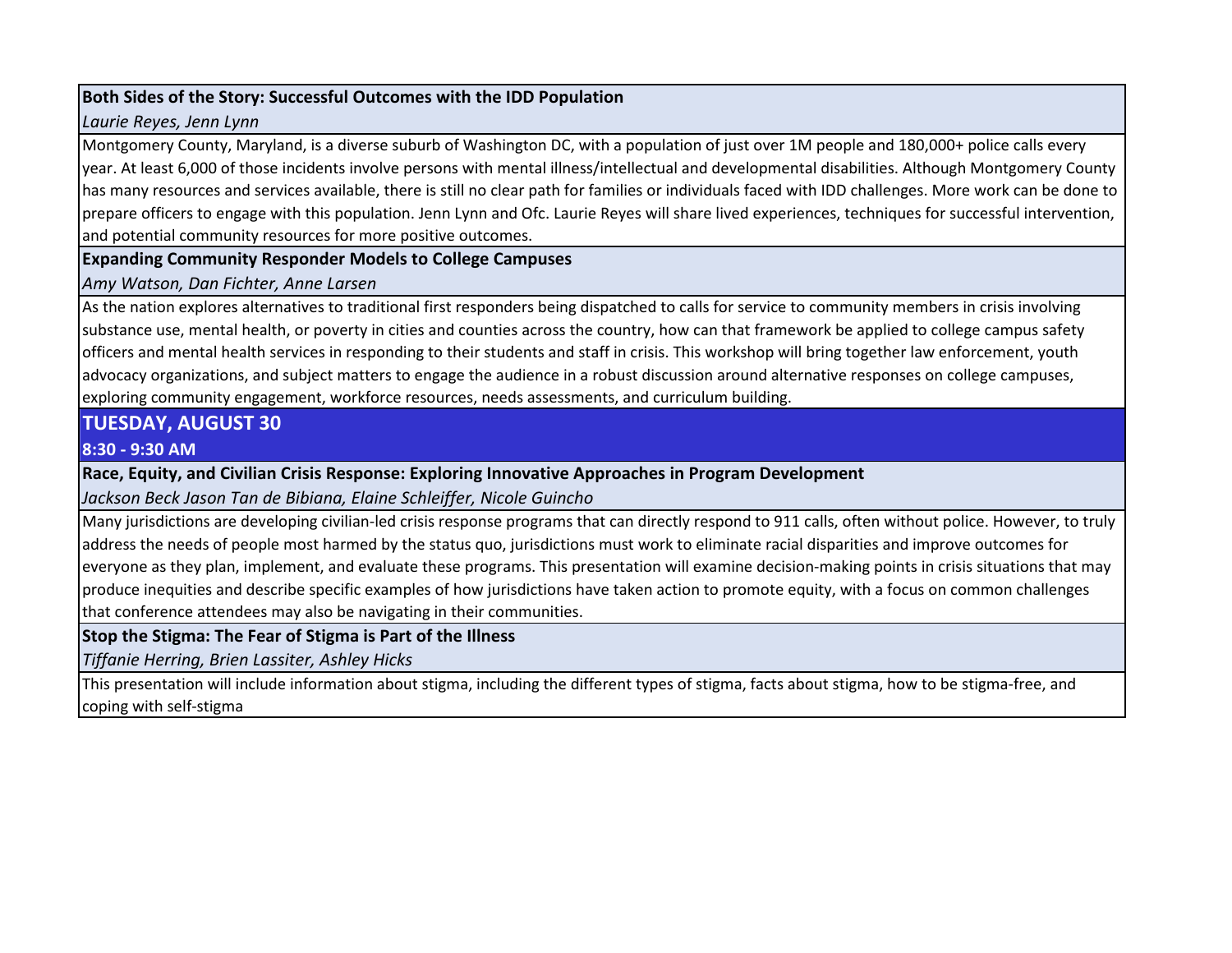**Both Sides of the Story: Successful Outcomes with the IDD Population**

*Laurie Reyes, Jenn Lynn*

Montgomery County, Maryland, is a diverse suburb of Washington DC, with a population of just over 1M people and 180,000+ police calls every year. At least 6,000 of those incidents involve persons with mental illness/intellectual and developmental disabilities. Although Montgomery County has many resources and services available, there is still no clear path for families or individuals faced with IDD challenges. More work can be done to prepare officers to engage with this population. Jenn Lynn and Ofc. Laurie Reyes will share lived experiences, techniques for successful intervention, and potential community resources for more positive outcomes.

**Expanding Community Responder Models to College Campuses**

*Amy Watson, Dan Fichter, Anne Larsen*

As the nation explores alternatives to traditional first responders being dispatched to calls for service to community members in crisis involving substance use, mental health, or poverty in cities and counties across the country, how can that framework be applied to college campus safety officers and mental health services in responding to their students and staff in crisis. This workshop will bring together law enforcement, youth advocacy organizations, and subject matters to engage the audience in a robust discussion around alternative responses on college campuses, exploring community engagement, workforce resources, needs assessments, and curriculum building.

## TUESDAY, AUGUST 30

### 8:30 - 9:30 AM

**Race, Equity, and Civilian Crisis Response: Exploring Innovative Approaches in Program Development**

*Jackson Beck Jason Tan de Bibiana, Elaine Schleiffer, Nicole Guincho*

Many jurisdictions are developing civilian-led crisis response programs that can directly respond to 911 calls, often without police. However, to truly address the needs of people most harmed by the status quo, jurisdictions must work to eliminate racial disparities and improve outcomes for everyone as they plan, implement, and evaluate these programs. This presentation will examine decision-making points in crisis situations that may produce inequities and describe specific examples of how jurisdictions have taken action to promote equity, with a focus on common challenges that conference attendees may also be navigating in their communities.

**Stop the Stigma: The Fear of Stigma is Part of the Illness**

*Tiffanie Herring, Brien Lassiter, Ashley Hicks*

This presentation will include information about stigma, including the different types of stigma, facts about stigma, how to be stigma-free, and coping with self-stigma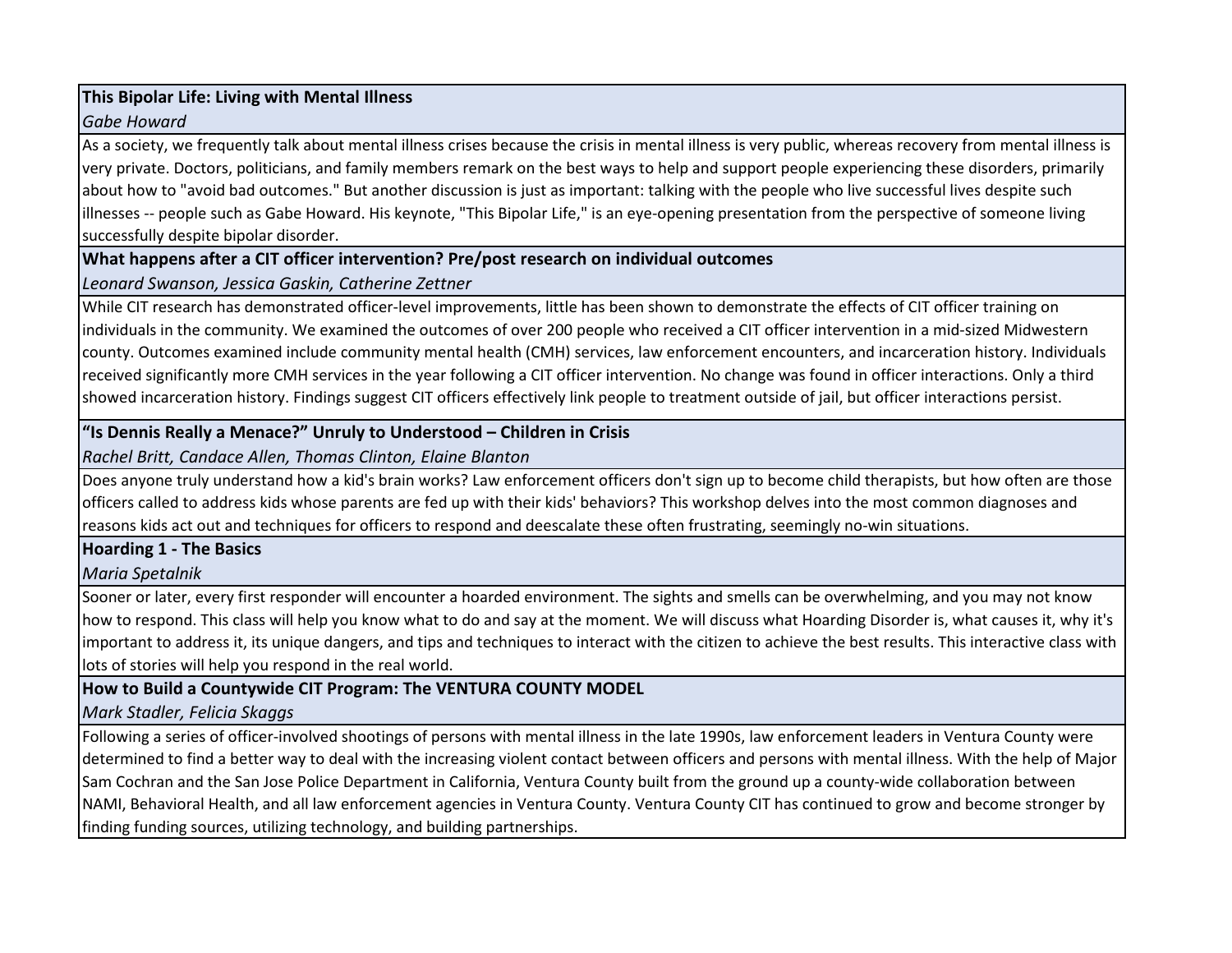**This Bipolar Life: Living with Mental Illness**

*Gabe Howard*

As a society, we frequently talk about mental illness crises because the crisis in mental illness is very public, whereas recovery from mental illness is very private. Doctors, politicians, and family members remark on the best ways to help and support people experiencing these disorders, primarily about how to "avoid bad outcomes." But another discussion is just as important: talking with the people who live successful lives despite such illnesses -- people such as Gabe Howard. His keynote, "This Bipolar Life," is an eye-opening presentation from the perspective of someone living successfully despite bipolar disorder.

**What happens after a CIT officer intervention? Pre/post research on individual outcomes**

*Leonard Swanson, Jessica Gaskin, Catherine Zettner*

While CIT research has demonstrated officer-level improvements, little has been shown to demonstrate the effects of CIT officer training on individuals in the community. We examined the outcomes of over 200 people who received a CIT officer intervention in a mid-sized Midwestern county. Outcomes examined include community mental health (CMH) services, law enforcement encounters, and incarceration history. Individuals received significantly more CMH services in the year following a CIT officer intervention. No change was found in officer interactions. Only a third showed incarceration history. Findings suggest CIT officers effectively link people to treatment outside of jail, but officer interactions persist.

**"Is Dennis Really a Menace?" Unruly to Understood – Children in Crisis**

*Rachel Britt, Candace Allen, Thomas Clinton, Elaine Blanton*

Does anyone truly understand how a kid's brain works? Law enforcement officers don't sign up to become child therapists, but how often are those officers called to address kids whose parents are fed up with their kids' behaviors? This workshop delves into the most common diagnoses and reasons kids act out and techniques for officers to respond and deescalate these often frustrating, seemingly no-win situations.

**Hoarding 1 - The Basics**

*Maria Spetalnik*

Sooner or later, every first responder will encounter a hoarded environment. The sights and smells can be overwhelming, and you may not know how to respond. This class will help you know what to do and say at the moment. We will discuss what Hoarding Disorder is, what causes it, why it's important to address it, its unique dangers, and tips and techniques to interact with the citizen to achieve the best results. This interactive class with lots of stories will help you respond in the real world.

**How to Build a Countywide CIT Program: The VENTURA COUNTY MODEL**

*Mark Stadler, Felicia Skaggs*

Following a series of officer-involved shootings of persons with mental illness in the late 1990s, law enforcement leaders in Ventura County were determined to find a better way to deal with the increasing violent contact between officers and persons with mental illness. With the help of Major Sam Cochran and the San Jose Police Department in California, Ventura County built from the ground up a county-wide collaboration between NAMI, Behavioral Health, and all law enforcement agencies in Ventura County. Ventura County CIT has continued to grow and become stronger by finding funding sources, utilizing technology, and building partnerships.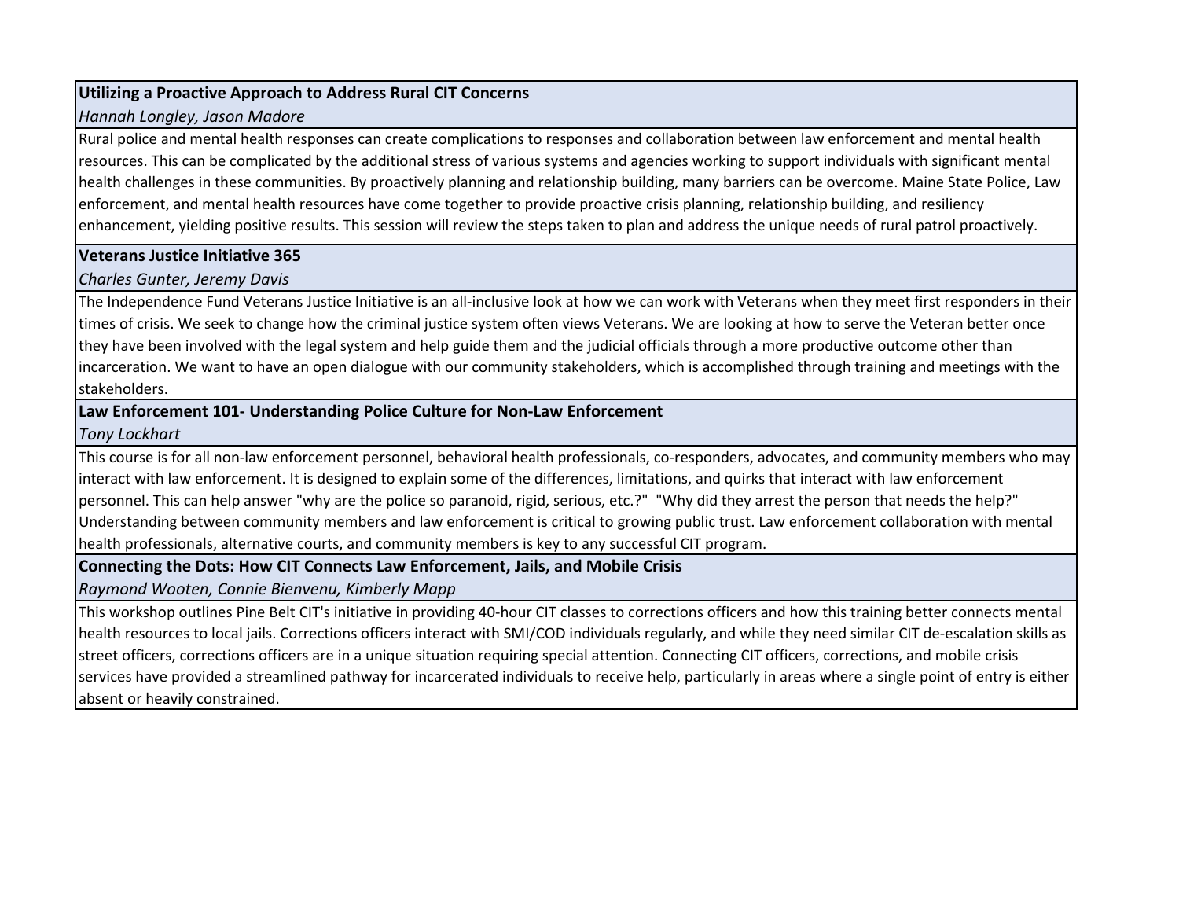**Utilizing a Proactive Approach to Address Rural CIT Concerns**

*Hannah Longley, Jason Madore*

Rural police and mental health responses can create complications to responses and collaboration between law enforcement and mental health resources. This can be complicated by the additional stress of various systems and agencies working to support individuals with significant mental health challenges in these communities. By proactively planning and relationship building, many barriers can be overcome. Maine State Police, Law enforcement, and mental health resources have come together to provide proactive crisis planning, relationship building, and resiliency enhancement, yielding positive results. This session will review the steps taken to plan and address the unique needs of rural patrol proactively.

**Veterans Justice Initiative 365**

*Charles Gunter, Jeremy Davis*

The Independence Fund Veterans Justice Initiative is an all-inclusive look at how we can work with Veterans when they meet first responders in their times of crisis. We seek to change how the criminal justice system often views Veterans. We are looking at how to serve the Veteran better once they have been involved with the legal system and help guide them and the judicial officials through a more productive outcome other than incarceration. We want to have an open dialogue with our community stakeholders, which is accomplished through training and meetings with the stakeholders.

**Law Enforcement 101- Understanding Police Culture for Non-Law Enforcement**

*Tony Lockhart*

This course is for all non-law enforcement personnel, behavioral health professionals, co-responders, advocates, and community members who may interact with law enforcement. It is designed to explain some of the differences, limitations, and quirks that interact with law enforcement personnel. This can help answer "why are the police so paranoid, rigid, serious, etc.?" "Why did they arrest the person that needs the help?" Understanding between community members and law enforcement is critical to growing public trust. Law enforcement collaboration with mental health professionals, alternative courts, and community members is key to any successful CIT program.

**Connecting the Dots: How CIT Connects Law Enforcement, Jails, and Mobile Crisis**

*Raymond Wooten, Connie Bienvenu, Kimberly Mapp*

This workshop outlines Pine Belt CIT's initiative in providing 40-hour CIT classes to corrections officers and how this training better connects mental health resources to local jails. Corrections officers interact with SMI/COD individuals regularly, and while they need similar CIT de-escalation skills as street officers, corrections officers are in a unique situation requiring special attention. Connecting CIT officers, corrections, and mobile crisis services have provided a streamlined pathway for incarcerated individuals to receive help, particularly in areas where a single point of entry is either absent or heavily constrained.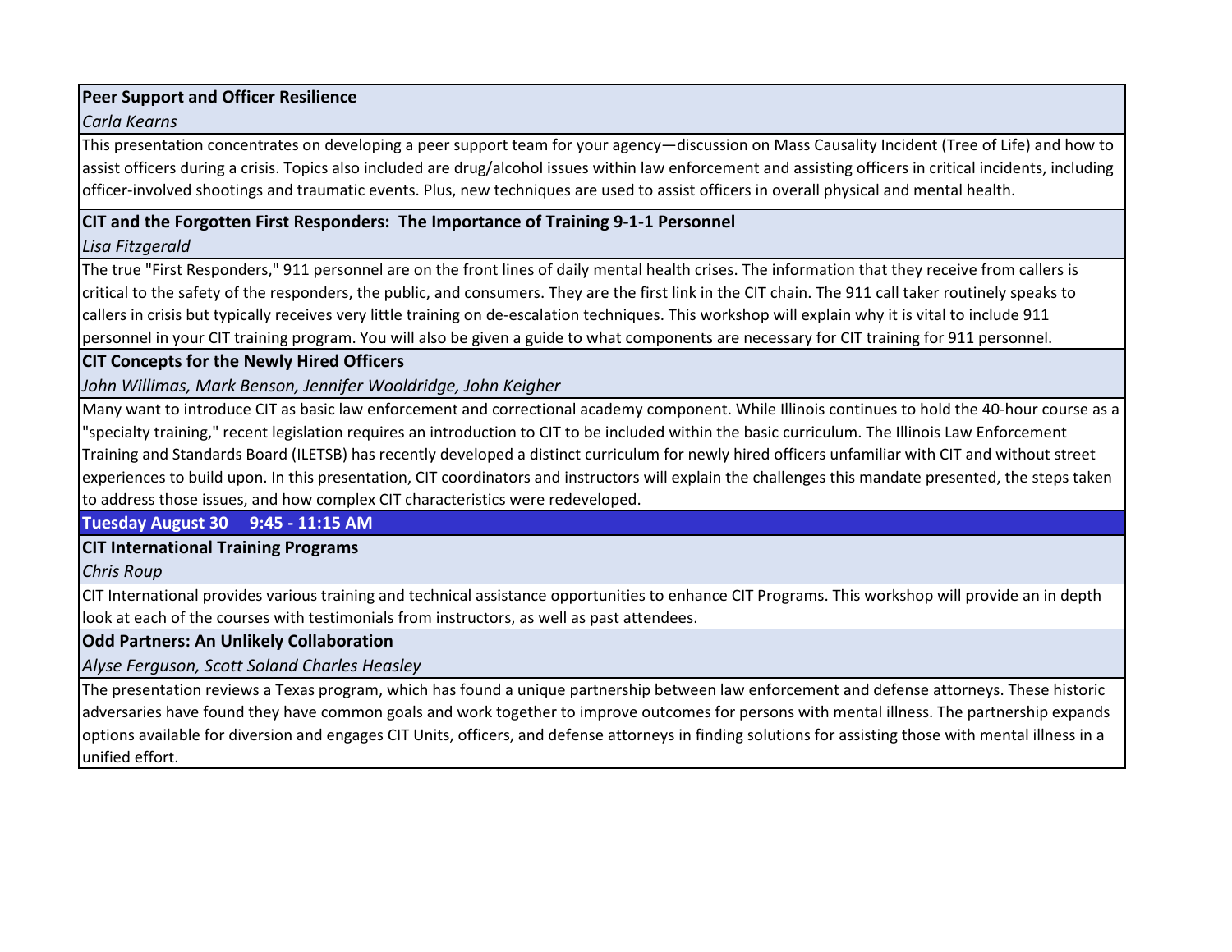**Peer Support and Officer Resilience**

*Carla Kearns*

This presentation concentrates on developing a peer support team for your agency—discussion on Mass Causality Incident (Tree of Life) and how to assist officers during a crisis. Topics also included are drug/alcohol issues within law enforcement and assisting officers in critical incidents, including officer-involved shootings and traumatic events. Plus, new techniques are used to assist officers in overall physical and mental health.

**CIT and the Forgotten First Responders: The Importance of Training 9-1-1 Personnel**

*Lisa Fitzgerald*

The true "First Responders," 911 personnel are on the front lines of daily mental health crises. The information that they receive from callers is critical to the safety of the responders, the public, and consumers. They are the first link in the CIT chain. The 911 call taker routinely speaks to callers in crisis but typically receives very little training on de-escalation techniques. This workshop will explain why it is vital to include 911 personnel in your CIT training program. You will also be given a guide to what components are necessary for CIT training for 911 personnel.

**CIT Concepts for the Newly Hired Officers**

*John Willimas, Mark Benson, Jennifer Wooldridge, John Keigher*

Many want to introduce CIT as basic law enforcement and correctional academy component. While Illinois continues to hold the 40-hour course as a "specialty training," recent legislation requires an introduction to CIT to be included within the basic curriculum. The Illinois Law Enforcement Training and Standards Board (ILETSB) has recently developed a distinct curriculum for newly hired officers unfamiliar with CIT and without street experiences to build upon. In this presentation, CIT coordinators and instructors will explain the challenges this mandate presented, the steps taken to address those issues, and how complex CIT characteristics were redeveloped.

## Tuesday August 30 9:45 - 11:15 AM

**CIT International Training Programs**

*Chris Roup*

CIT International provides various training and technical assistance opportunities to enhance CIT Programs. This workshop will provide an in depth look at each of the courses with testimonials from instructors, as well as past attendees.

**Odd Partners: An Unlikely Collaboration**

*Alyse Ferguson, Scott Soland Charles Heasley*

The presentation reviews a Texas program, which has found a unique partnership between law enforcement and defense attorneys. These historic adversaries have found they have common goals and work together to improve outcomes for persons with mental illness. The partnership expands options available for diversion and engages CIT Units, officers, and defense attorneys in finding solutions for assisting those with mental illness in a unified effort.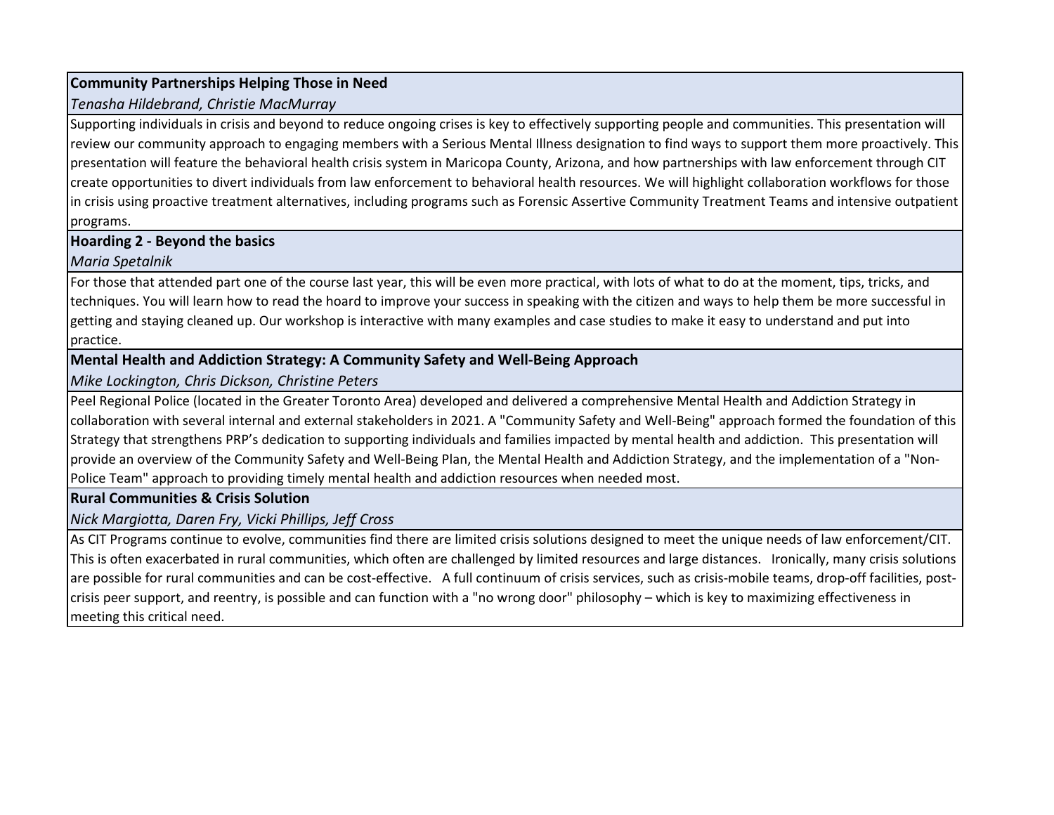**Community Partnerships Helping Those in Need**

*Tenasha Hildebrand, Christie MacMurray*

Supporting individuals in crisis and beyond to reduce ongoing crises is key to effectively supporting people and communities. This presentation will review our community approach to engaging members with a Serious Mental Illness designation to find ways to support them more proactively. This presentation will feature the behavioral health crisis system in Maricopa County, Arizona, and how partnerships with law enforcement through CIT create opportunities to divert individuals from law enforcement to behavioral health resources. We will highlight collaboration workflows for those in crisis using proactive treatment alternatives, including programs such as Forensic Assertive Community Treatment Teams and intensive outpatient programs.

**Hoarding 2 - Beyond the basics**

*Maria Spetalnik*

For those that attended part one of the course last year, this will be even more practical, with lots of what to do at the moment, tips, tricks, and techniques. You will learn how to read the hoard to improve your success in speaking with the citizen and ways to help them be more successful in getting and staying cleaned up. Our workshop is interactive with many examples and case studies to make it easy to understand and put into practice.

**Mental Health and Addiction Strategy: A Community Safety and Well-Being Approach**

*Mike Lockington, Chris Dickson, Christine Peters*

Peel Regional Police (located in the Greater Toronto Area) developed and delivered a comprehensive Mental Health and Addiction Strategy in collaboration with several internal and external stakeholders in 2021. A "Community Safety and Well-Being" approach formed the foundation of this Strategy that strengthens PRP's dedication to supporting individuals and families impacted by mental health and addiction. This presentation will provide an overview of the Community Safety and Well-Being Plan, the Mental Health and Addiction Strategy, and the implementation of a "Non-Police Team" approach to providing timely mental health and addiction resources when needed most.

**Rural Communities & Crisis Solution**

*Nick Margiotta, Daren Fry, Vicki Phillips, Jeff Cross*

As CIT Programs continue to evolve, communities find there are limited crisis solutions designed to meet the unique needs of law enforcement/CIT. This is often exacerbated in rural communities, which often are challenged by limited resources and large distances. Ironically, many crisis solutions are possible for rural communities and can be cost-effective. A full continuum of crisis services, such as crisis-mobile teams, drop-off facilities, post-crisis peer support, and reentry, is possible and can function with a "no wrong door" philosophy – which is key to maximizing effectiveness in meeting this critical need.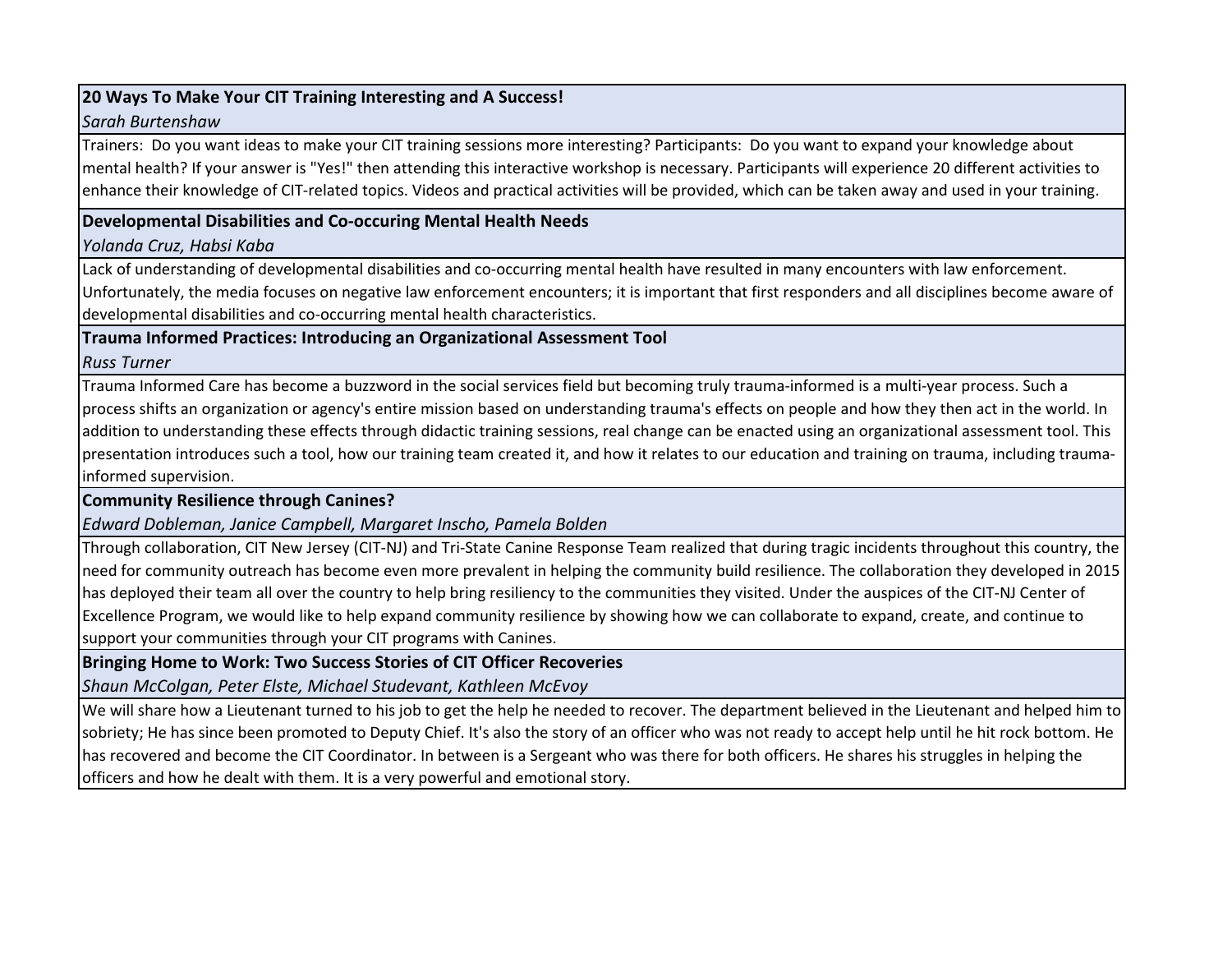**20 Ways To Make Your CIT Training Interesting and A Success!**

*Sarah Burtenshaw*

Trainers: Do you want ideas to make your CIT training sessions more interesting? Participants: Do you want to expand your knowledge about mental health? If your answer is "Yes!" then attending this interactive workshop is necessary. Participants will experience 20 different activities to enhance their knowledge of CIT-related topics. Videos and practical activities will be provided, which can be taken away and used in your training.

**Developmental Disabilities and Co-occuring Mental Health Needs**

*Yolanda Cruz, Habsi Kaba*

Lack of understanding of developmental disabilities and co-occurring mental health have resulted in many encounters with law enforcement. Unfortunately, the media focuses on negative law enforcement encounters; it is important that first responders and all disciplines become aware of developmental disabilities and co-occurring mental health characteristics.

**Trauma Informed Practices: Introducing an Organizational Assessment Tool**

*Russ Turner*

Trauma Informed Care has become a buzzword in the social services field but becoming truly trauma-informed is a multi-year process. Such a process shifts an organization or agency's entire mission based on understanding trauma's effects on people and how they then act in the world. In addition to understanding these effects through didactic training sessions, real change can be enacted using an organizational assessment tool. This presentation introduces such a tool, how our training team created it, and how it relates to our education and training on trauma, including trauma-informed supervision.

**Community Resilience through Canines?**

*Edward Dobleman, Janice Campbell, Margaret Inscho, Pamela Bolden*

Through collaboration, CIT New Jersey (CIT-NJ) and Tri-State Canine Response Team realized that during tragic incidents throughout this country, the need for community outreach has become even more prevalent in helping the community build resilience. The collaboration they developed in 2015 has deployed their team all over the country to help bring resiliency to the communities they visited. Under the auspices of the CIT-NJ Center of Excellence Program, we would like to help expand community resilience by showing how we can collaborate to expand, create, and continue to support your communities through your CIT programs with Canines.

**Bringing Home to Work: Two Success Stories of CIT Officer Recoveries**

*Shaun McColgan, Peter Elste, Michael Studevant, Kathleen McEvoy*

We will share how a Lieutenant turned to his job to get the help he needed to recover. The department believed in the Lieutenant and helped him to sobriety; He has since been promoted to Deputy Chief. It's also the story of an officer who was not ready to accept help until he hit rock bottom. He has recovered and become the CIT Coordinator. In between is a Sergeant who was there for both officers. He shares his struggles in helping the officers and how he dealt with them. It is a very powerful and emotional story.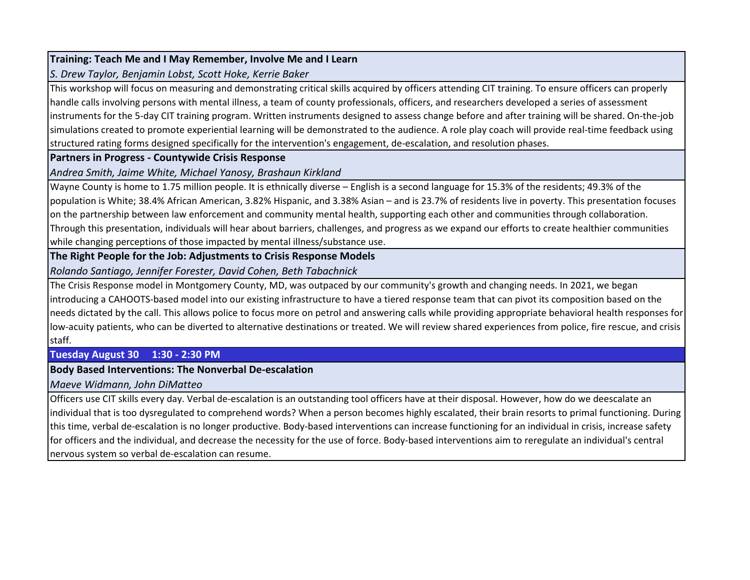### Training: Teach Me and I May Remember, Involve Me and I Learn

*S. Drew Taylor, Benjamin Lobst, Scott Hoke, Kerrie Baker*

This workshop will focus on measuring and demonstrating critical skills acquired by officers attending CIT training. To ensure officers can properly handle calls involving persons with mental illness, a team of county professionals, officers, and researchers developed a series of assessment instruments for the 5-day CIT training program. Written instruments designed to assess change before and after training will be shared. On-the-job simulations created to promote experiential learning will be demonstrated to the audience. A role play coach will provide real-time feedback using structured rating forms designed specifically for the intervention's engagement, de-escalation, and resolution phases.

### Partners in Progress - Countywide Crisis Response

*Andrea Smith, Jaime White, Michael Yanosy, Brashaun Kirkland*

Wayne County is home to 1.75 million people. It is ethnically diverse – English is a second language for 15.3% of the residents; 49.3% of the population is White; 38.4% African American, 3.82% Hispanic, and 3.38% Asian – and is 23.7% of residents live in poverty. This presentation focuses on the partnership between law enforcement and community mental health, supporting each other and communities through collaboration. Through this presentation, individuals will hear about barriers, challenges, and progress as we expand our efforts to create healthier communities while changing perceptions of those impacted by mental illness/substance use.

### The Right People for the Job: Adjustments to Crisis Response Models

*Rolando Santiago, Jennifer Forester, David Cohen, Beth Tabachnick*

The Crisis Response model in Montgomery County, MD, was outpaced by our community's growth and changing needs. In 2021, we began introducing a CAHOOTS-based model into our existing infrastructure to have a tiered response team that can pivot its composition based on the needs dictated by the call. This allows police to focus more on petrol and answering calls while providing appropriate behavioral health responses for low-acuity patients, who can be diverted to alternative destinations or treated. We will review shared experiences from police, fire rescue, and crisis staff.

## Tuesday August 30 1:30 - 2:30 PM

### Body Based Interventions: The Nonverbal De-escalation

*Maeve Widmann, John DiMatteo*

Officers use CIT skills every day. Verbal de-escalation is an outstanding tool officers have at their disposal. However, how do we deescalate an individual that is too dysregulated to comprehend words? When a person becomes highly escalated, their brain resorts to primal functioning. During this time, verbal de-escalation is no longer productive. Body-based interventions can increase functioning for an individual in crisis, increase safety for officers and the individual, and decrease the necessity for the use of force. Body-based interventions aim to reregulate an individual's central nervous system so verbal de-escalation can resume.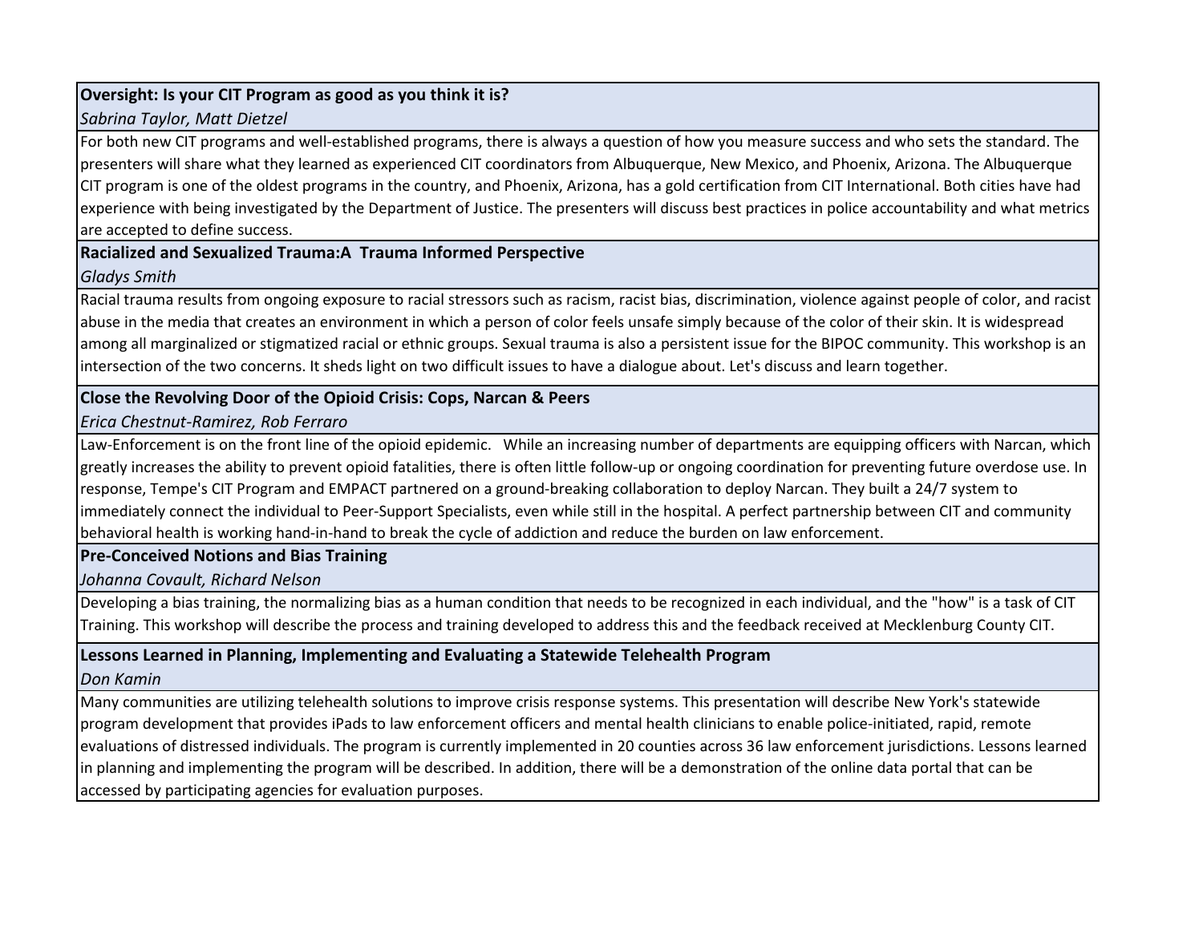**Oversight: Is your CIT Program as good as you think it is?**

*Sabrina Taylor, Matt Dietzel*

For both new CIT programs and well-established programs, there is always a question of how you measure success and who sets the standard. The presenters will share what they learned as experienced CIT coordinators from Albuquerque, New Mexico, and Phoenix, Arizona. The Albuquerque CIT program is one of the oldest programs in the country, and Phoenix, Arizona, has a gold certification from CIT International. Both cities have had experience with being investigated by the Department of Justice. The presenters will discuss best practices in police accountability and what metrics are accepted to define success.

**Racialized and Sexualized Trauma:A  Trauma Informed Perspective**

*Gladys Smith*

Racial trauma results from ongoing exposure to racial stressors such as racism, racist bias, discrimination, violence against people of color, and racist abuse in the media that creates an environment in which a person of color feels unsafe simply because of the color of their skin. It is widespread among all marginalized or stigmatized racial or ethnic groups. Sexual trauma is also a persistent issue for the BIPOC community. This workshop is an intersection of the two concerns. It sheds light on two difficult issues to have a dialogue about. Let's discuss and learn together.

**Close the Revolving Door of the Opioid Crisis: Cops, Narcan & Peers**

*Erica Chestnut-Ramirez, Rob Ferraro*

Law-Enforcement is on the front line of the opioid epidemic.   While an increasing number of departments are equipping officers with Narcan, which greatly increases the ability to prevent opioid fatalities, there is often little follow-up or ongoing coordination for preventing future overdose use. In response, Tempe's CIT Program and EMPACT partnered on a ground-breaking collaboration to deploy Narcan. They built a 24/7 system to immediately connect the individual to Peer-Support Specialists, even while still in the hospital. A perfect partnership between CIT and community behavioral health is working hand-in-hand to break the cycle of addiction and reduce the burden on law enforcement.

**Pre-Conceived Notions and Bias Training**

*Johanna Covault, Richard Nelson*

Developing a bias training, the normalizing bias as a human condition that needs to be recognized in each individual, and the "how" is a task of CIT Training. This workshop will describe the process and training developed to address this and the feedback received at Mecklenburg County CIT.

**Lessons Learned in Planning, Implementing and Evaluating a Statewide Telehealth Program**

*Don Kamin*

Many communities are utilizing telehealth solutions to improve crisis response systems. This presentation will describe New York's statewide program development that provides iPads to law enforcement officers and mental health clinicians to enable police-initiated, rapid, remote evaluations of distressed individuals. The program is currently implemented in 20 counties across 36 law enforcement jurisdictions. Lessons learned in planning and implementing the program will be described. In addition, there will be a demonstration of the online data portal that can be accessed by participating agencies for evaluation purposes.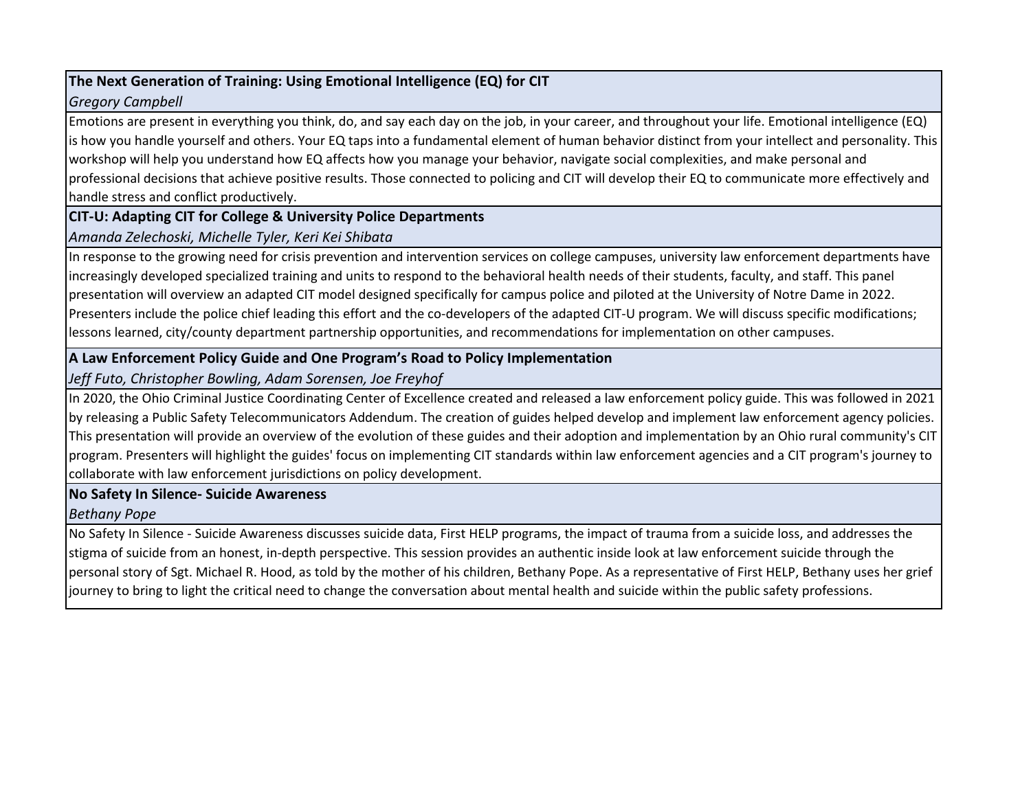**The Next Generation of Training: Using Emotional Intelligence (EQ) for CIT**

*Gregory Campbell*

Emotions are present in everything you think, do, and say each day on the job, in your career, and throughout your life. Emotional intelligence (EQ) is how you handle yourself and others. Your EQ taps into a fundamental element of human behavior distinct from your intellect and personality. This workshop will help you understand how EQ affects how you manage your behavior, navigate social complexities, and make personal and professional decisions that achieve positive results. Those connected to policing and CIT will develop their EQ to communicate more effectively and handle stress and conflict productively.

**CIT-U: Adapting CIT for College & University Police Departments**

*Amanda Zelechoski, Michelle Tyler, Keri Kei Shibata*

In response to the growing need for crisis prevention and intervention services on college campuses, university law enforcement departments have increasingly developed specialized training and units to respond to the behavioral health needs of their students, faculty, and staff. This panel presentation will overview an adapted CIT model designed specifically for campus police and piloted at the University of Notre Dame in 2022. Presenters include the police chief leading this effort and the co-developers of the adapted CIT-U program. We will discuss specific modifications; lessons learned, city/county department partnership opportunities, and recommendations for implementation on other campuses.

**A Law Enforcement Policy Guide and One Program's Road to Policy Implementation**

*Jeff Futo, Christopher Bowling, Adam Sorensen, Joe Freyhof*

In 2020, the Ohio Criminal Justice Coordinating Center of Excellence created and released a law enforcement policy guide. This was followed in 2021 by releasing a Public Safety Telecommunicators Addendum. The creation of guides helped develop and implement law enforcement agency policies. This presentation will provide an overview of the evolution of these guides and their adoption and implementation by an Ohio rural community's CIT program. Presenters will highlight the guides' focus on implementing CIT standards within law enforcement agencies and a CIT program's journey to collaborate with law enforcement jurisdictions on policy development.

**No Safety In Silence- Suicide Awareness**

*Bethany Pope*

No Safety In Silence - Suicide Awareness discusses suicide data, First HELP programs, the impact of trauma from a suicide loss, and addresses the stigma of suicide from an honest, in-depth perspective. This session provides an authentic inside look at law enforcement suicide through the personal story of Sgt. Michael R. Hood, as told by the mother of his children, Bethany Pope. As a representative of First HELP, Bethany uses her grief journey to bring to light the critical need to change the conversation about mental health and suicide within the public safety professions.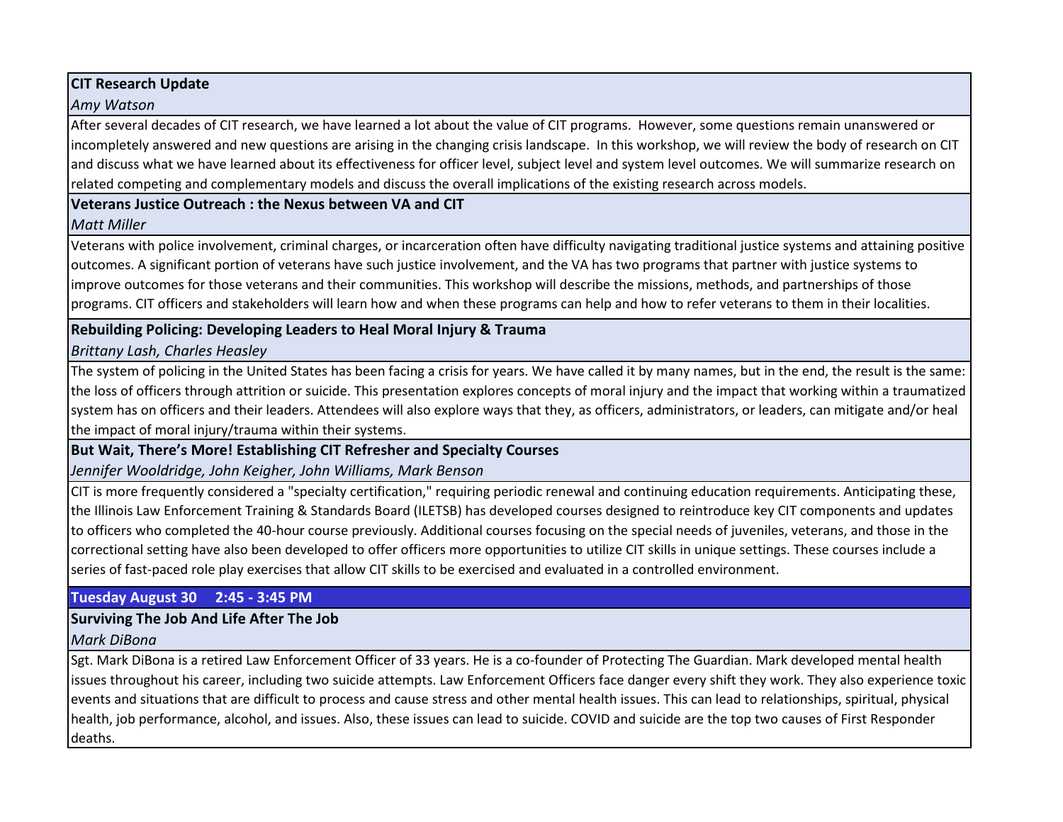**CIT Research Update**

*Amy Watson*

After several decades of CIT research, we have learned a lot about the value of CIT programs. However, some questions remain unanswered or incompletely answered and new questions are arising in the changing crisis landscape. In this workshop, we will review the body of research on CIT and discuss what we have learned about its effectiveness for officer level, subject level and system level outcomes. We will summarize research on related competing and complementary models and discuss the overall implications of the existing research across models.

**Veterans Justice Outreach : the Nexus between VA and CIT**

*Matt Miller*

Veterans with police involvement, criminal charges, or incarceration often have difficulty navigating traditional justice systems and attaining positive outcomes. A significant portion of veterans have such justice involvement, and the VA has two programs that partner with justice systems to improve outcomes for those veterans and their communities. This workshop will describe the missions, methods, and partnerships of those programs. CIT officers and stakeholders will learn how and when these programs can help and how to refer veterans to them in their localities.

**Rebuilding Policing: Developing Leaders to Heal Moral Injury & Trauma**

*Brittany Lash, Charles Heasley*

The system of policing in the United States has been facing a crisis for years. We have called it by many names, but in the end, the result is the same: the loss of officers through attrition or suicide. This presentation explores concepts of moral injury and the impact that working within a traumatized system has on officers and their leaders. Attendees will also explore ways that they, as officers, administrators, or leaders, can mitigate and/or heal the impact of moral injury/trauma within their systems.

**But Wait, There's More! Establishing CIT Refresher and Specialty Courses**

*Jennifer Wooldridge, John Keigher, John Williams, Mark Benson*

CIT is more frequently considered a "specialty certification," requiring periodic renewal and continuing education requirements. Anticipating these, the Illinois Law Enforcement Training & Standards Board (ILETSB) has developed courses designed to reintroduce key CIT components and updates to officers who completed the 40-hour course previously. Additional courses focusing on the special needs of juveniles, veterans, and those in the correctional setting have also been developed to offer officers more opportunities to utilize CIT skills in unique settings. These courses include a series of fast-paced role play exercises that allow CIT skills to be exercised and evaluated in a controlled environment.

## Tuesday August 30 2:45 - 3:45 PM

**Surviving The Job And Life After The Job**

*Mark DiBona*

Sgt. Mark DiBona is a retired Law Enforcement Officer of 33 years. He is a co-founder of Protecting The Guardian. Mark developed mental health issues throughout his career, including two suicide attempts. Law Enforcement Officers face danger every shift they work. They also experience toxic events and situations that are difficult to process and cause stress and other mental health issues. This can lead to relationships, spiritual, physical health, job performance, alcohol, and issues. Also, these issues can lead to suicide. COVID and suicide are the top two causes of First Responder deaths.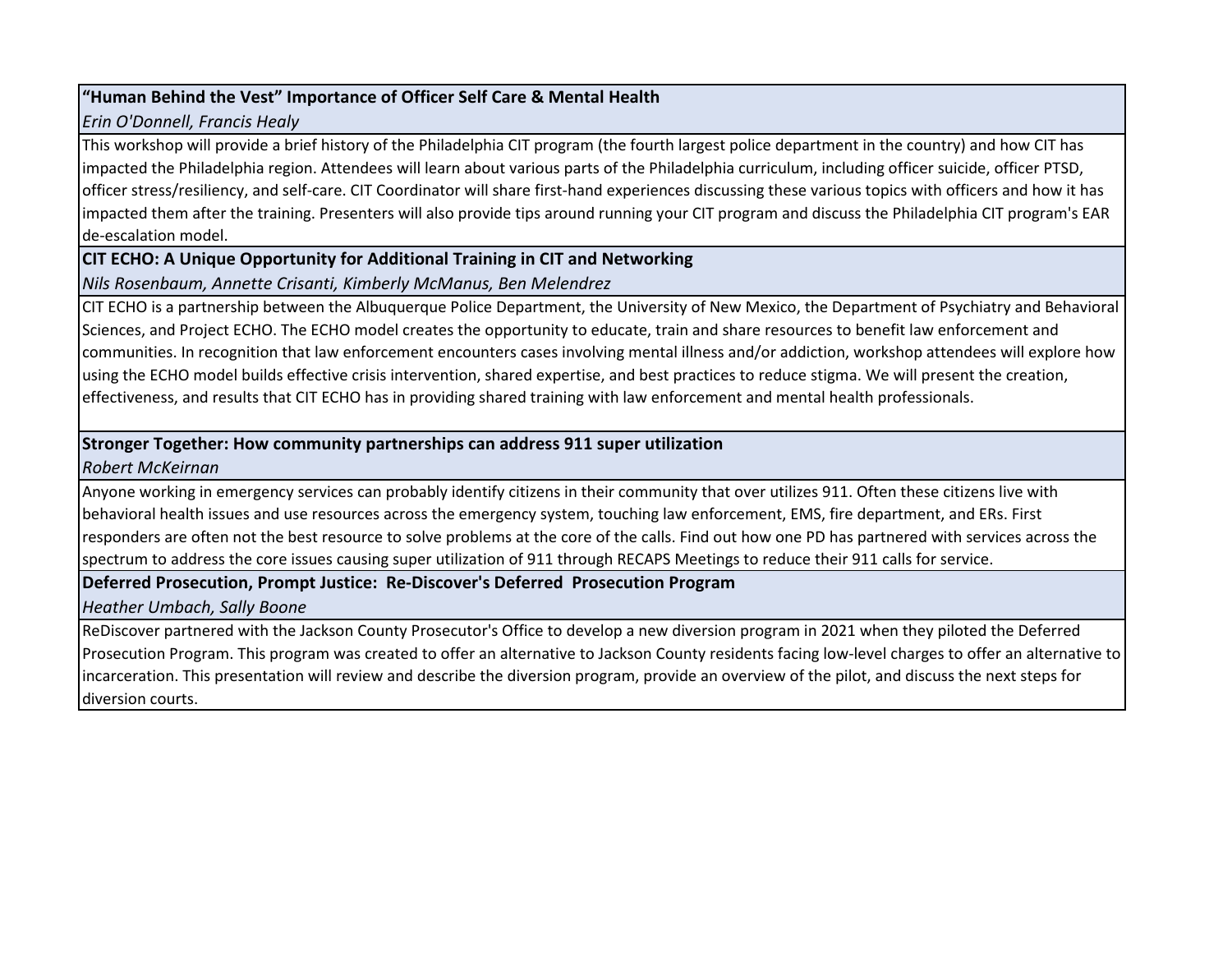**"Human Behind the Vest" Importance of Officer Self Care & Mental Health**

*Erin O'Donnell, Francis Healy*

This workshop will provide a brief history of the Philadelphia CIT program (the fourth largest police department in the country) and how CIT has impacted the Philadelphia region. Attendees will learn about various parts of the Philadelphia curriculum, including officer suicide, officer PTSD, officer stress/resiliency, and self-care. CIT Coordinator will share first-hand experiences discussing these various topics with officers and how it has impacted them after the training. Presenters will also provide tips around running your CIT program and discuss the Philadelphia CIT program's EAR de-escalation model.

**CIT ECHO: A Unique Opportunity for Additional Training in CIT and Networking**

*Nils Rosenbaum, Annette Crisanti, Kimberly McManus, Ben Melendrez*

CIT ECHO is a partnership between the Albuquerque Police Department, the University of New Mexico, the Department of Psychiatry and Behavioral Sciences, and Project ECHO. The ECHO model creates the opportunity to educate, train and share resources to benefit law enforcement and communities. In recognition that law enforcement encounters cases involving mental illness and/or addiction, workshop attendees will explore how using the ECHO model builds effective crisis intervention, shared expertise, and best practices to reduce stigma. We will present the creation, effectiveness, and results that CIT ECHO has in providing shared training with law enforcement and mental health professionals.

**Stronger Together: How community partnerships can address 911 super utilization**

*Robert McKeirnan*

Anyone working in emergency services can probably identify citizens in their community that over utilizes 911. Often these citizens live with behavioral health issues and use resources across the emergency system, touching law enforcement, EMS, fire department, and ERs. First responders are often not the best resource to solve problems at the core of the calls. Find out how one PD has partnered with services across the spectrum to address the core issues causing super utilization of 911 through RECAPS Meetings to reduce their 911 calls for service.

**Deferred Prosecution, Prompt Justice: Re-Discover's Deferred Prosecution Program**

*Heather Umbach, Sally Boone*

ReDiscover partnered with the Jackson County Prosecutor's Office to develop a new diversion program in 2021 when they piloted the Deferred Prosecution Program. This program was created to offer an alternative to Jackson County residents facing low-level charges to offer an alternative to incarceration. This presentation will review and describe the diversion program, provide an overview of the pilot, and discuss the next steps for diversion courts.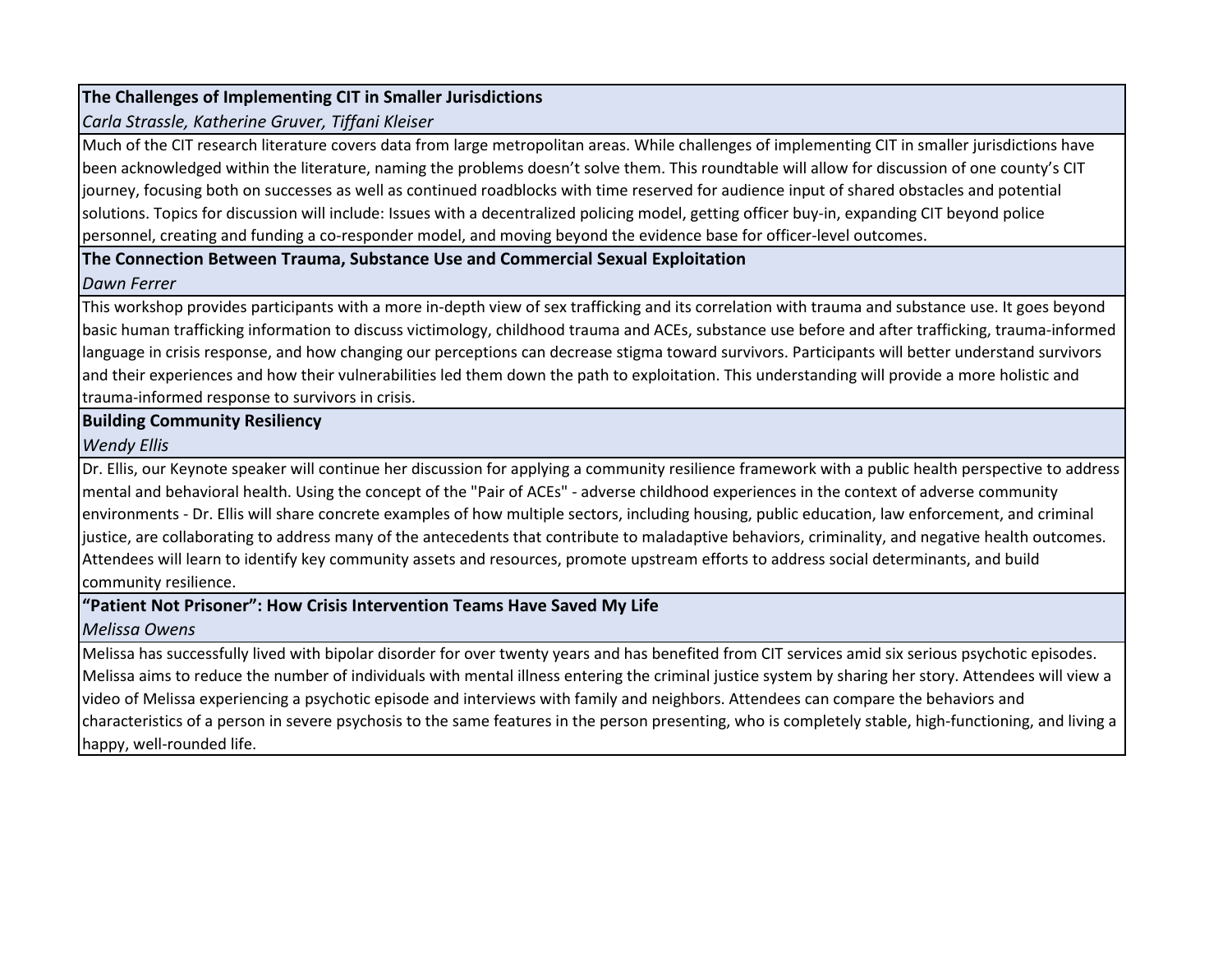**The Challenges of Implementing CIT in Smaller Jurisdictions**

*Carla Strassle, Katherine Gruver, Tiffani Kleiser*

Much of the CIT research literature covers data from large metropolitan areas. While challenges of implementing CIT in smaller jurisdictions have been acknowledged within the literature, naming the problems doesn't solve them. This roundtable will allow for discussion of one county's CIT journey, focusing both on successes as well as continued roadblocks with time reserved for audience input of shared obstacles and potential solutions. Topics for discussion will include: Issues with a decentralized policing model, getting officer buy-in, expanding CIT beyond police personnel, creating and funding a co-responder model, and moving beyond the evidence base for officer-level outcomes.

**The Connection Between Trauma, Substance Use and Commercial Sexual Exploitation**

*Dawn Ferrer*

This workshop provides participants with a more in-depth view of sex trafficking and its correlation with trauma and substance use. It goes beyond basic human trafficking information to discuss victimology, childhood trauma and ACEs, substance use before and after trafficking, trauma-informed language in crisis response, and how changing our perceptions can decrease stigma toward survivors. Participants will better understand survivors and their experiences and how their vulnerabilities led them down the path to exploitation. This understanding will provide a more holistic and trauma-informed response to survivors in crisis.

**Building Community Resiliency**

*Wendy Ellis*

Dr. Ellis, our Keynote speaker will continue her discussion for applying a community resilience framework with a public health perspective to address mental and behavioral health. Using the concept of the "Pair of ACEs" - adverse childhood experiences in the context of adverse community environments - Dr. Ellis will share concrete examples of how multiple sectors, including housing, public education, law enforcement, and criminal justice, are collaborating to address many of the antecedents that contribute to maladaptive behaviors, criminality, and negative health outcomes. Attendees will learn to identify key community assets and resources, promote upstream efforts to address social determinants, and build community resilience.

**"Patient Not Prisoner": How Crisis Intervention Teams Have Saved My Life**

*Melissa Owens*

Melissa has successfully lived with bipolar disorder for over twenty years and has benefited from CIT services amid six serious psychotic episodes. Melissa aims to reduce the number of individuals with mental illness entering the criminal justice system by sharing her story. Attendees will view a video of Melissa experiencing a psychotic episode and interviews with family and neighbors. Attendees can compare the behaviors and characteristics of a person in severe psychosis to the same features in the person presenting, who is completely stable, high-functioning, and living a happy, well-rounded life.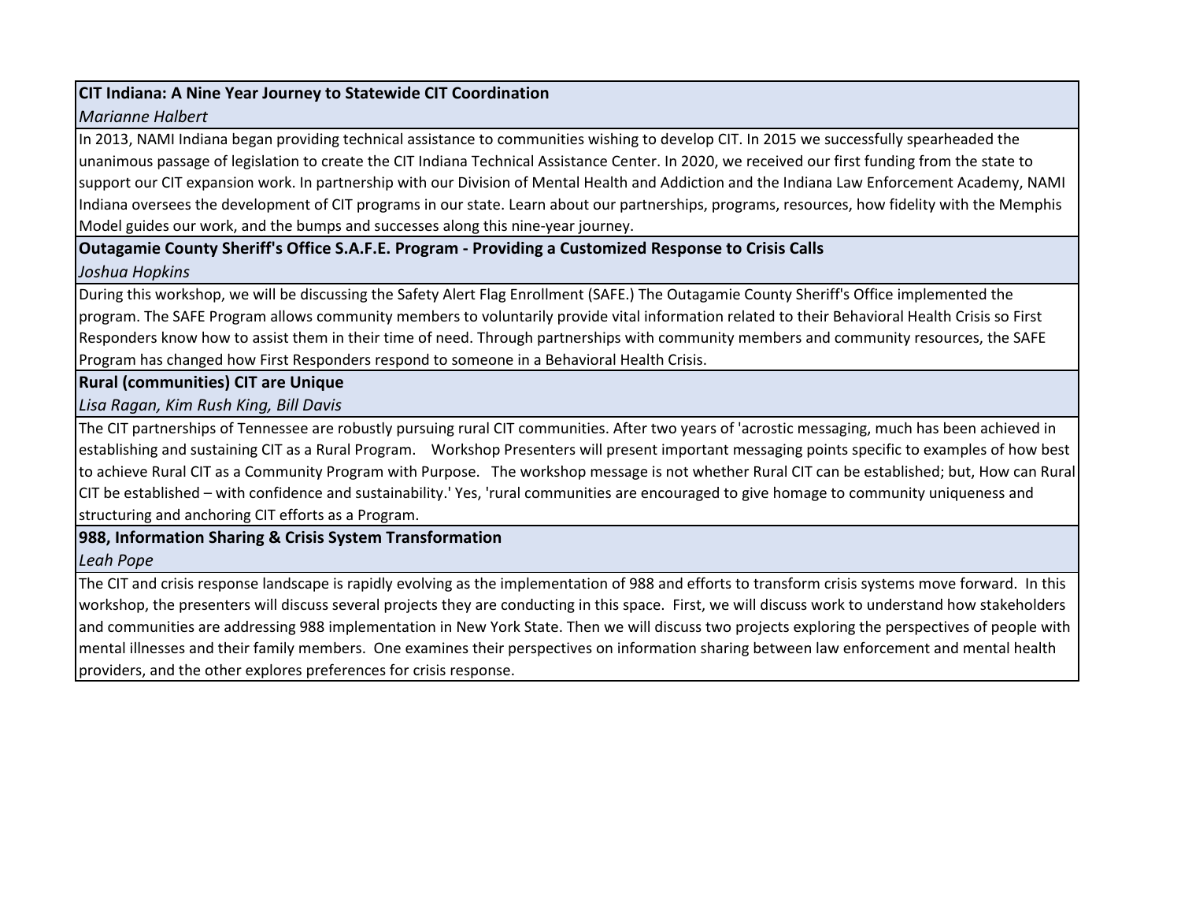**CIT Indiana: A Nine Year Journey to Statewide CIT Coordination**

*Marianne Halbert*

In 2013, NAMI Indiana began providing technical assistance to communities wishing to develop CIT. In 2015 we successfully spearheaded the unanimous passage of legislation to create the CIT Indiana Technical Assistance Center. In 2020, we received our first funding from the state to support our CIT expansion work. In partnership with our Division of Mental Health and Addiction and the Indiana Law Enforcement Academy, NAMI Indiana oversees the development of CIT programs in our state. Learn about our partnerships, programs, resources, how fidelity with the Memphis Model guides our work, and the bumps and successes along this nine-year journey.

**Outagamie County Sheriff's Office S.A.F.E. Program - Providing a Customized Response to Crisis Calls**

*Joshua Hopkins*

During this workshop, we will be discussing the Safety Alert Flag Enrollment (SAFE.) The Outagamie County Sheriff's Office implemented the program. The SAFE Program allows community members to voluntarily provide vital information related to their Behavioral Health Crisis so First Responders know how to assist them in their time of need. Through partnerships with community members and community resources, the SAFE Program has changed how First Responders respond to someone in a Behavioral Health Crisis.

**Rural (communities) CIT are Unique**

*Lisa Ragan, Kim Rush King, Bill Davis*

The CIT partnerships of Tennessee are robustly pursuing rural CIT communities. After two years of 'acrostic messaging, much has been achieved in establishing and sustaining CIT as a Rural Program. Workshop Presenters will present important messaging points specific to examples of how best to achieve Rural CIT as a Community Program with Purpose. The workshop message is not whether Rural CIT can be established; but, How can Rural CIT be established – with confidence and sustainability.' Yes, 'rural communities are encouraged to give homage to community uniqueness and structuring and anchoring CIT efforts as a Program.

**988, Information Sharing & Crisis System Transformation**

*Leah Pope*

The CIT and crisis response landscape is rapidly evolving as the implementation of 988 and efforts to transform crisis systems move forward. In this workshop, the presenters will discuss several projects they are conducting in this space. First, we will discuss work to understand how stakeholders and communities are addressing 988 implementation in New York State. Then we will discuss two projects exploring the perspectives of people with mental illnesses and their family members. One examines their perspectives on information sharing between law enforcement and mental health providers, and the other explores preferences for crisis response.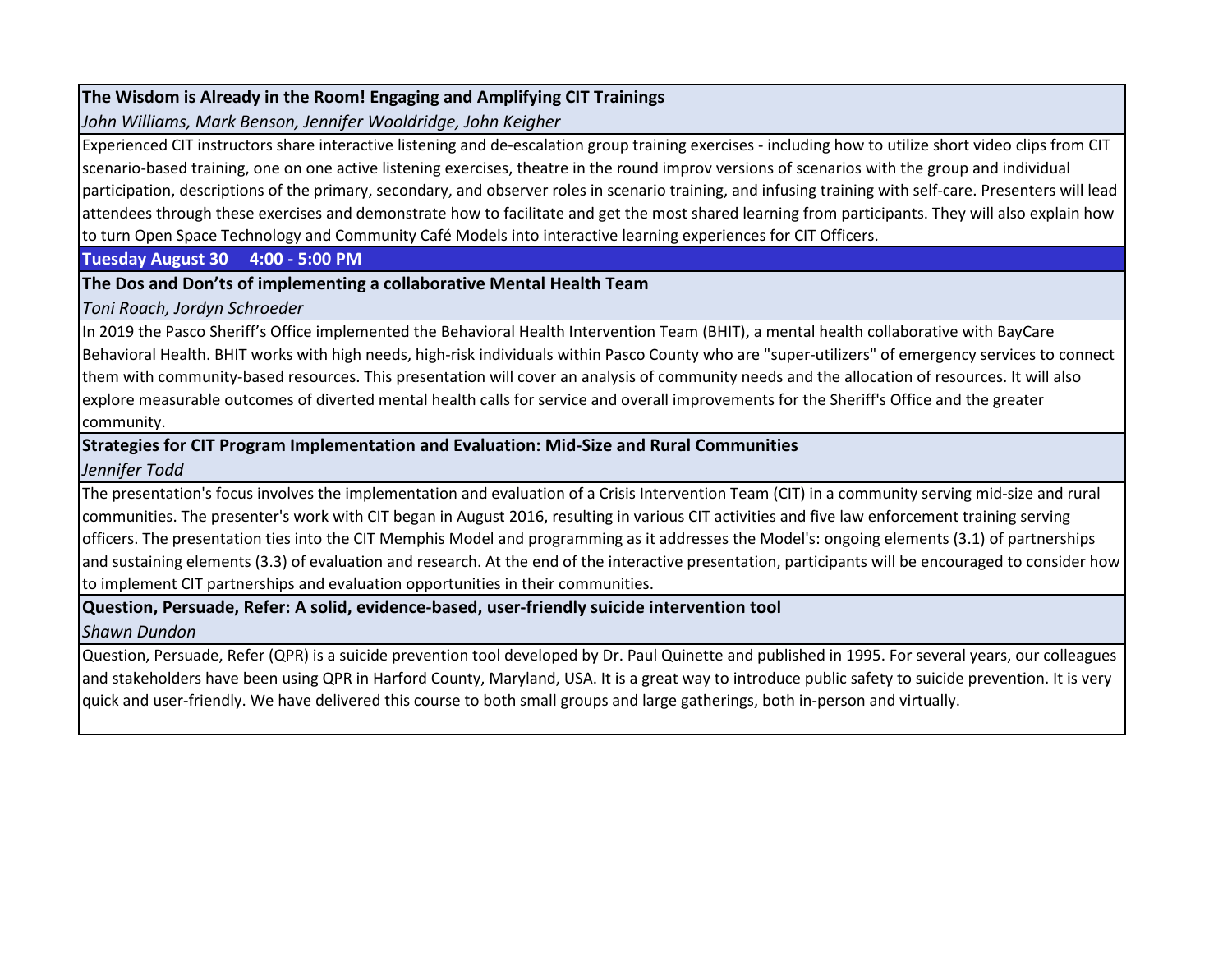**The Wisdom is Already in the Room! Engaging and Amplifying CIT Trainings**

*John Williams, Mark Benson, Jennifer Wooldridge, John Keigher*

Experienced CIT instructors share interactive listening and de-escalation group training exercises - including how to utilize short video clips from CIT scenario-based training, one on one active listening exercises, theatre in the round improv versions of scenarios with the group and individual participation, descriptions of the primary, secondary, and observer roles in scenario training, and infusing training with self-care. Presenters will lead attendees through these exercises and demonstrate how to facilitate and get the most shared learning from participants. They will also explain how to turn Open Space Technology and Community Café Models into interactive learning experiences for CIT Officers.

## Tuesday August 30 4:00 - 5:00 PM

**The Dos and Don'ts of implementing a collaborative Mental Health Team**

*Toni Roach, Jordyn Schroeder*

In 2019 the Pasco Sheriff's Office implemented the Behavioral Health Intervention Team (BHIT), a mental health collaborative with BayCare Behavioral Health. BHIT works with high needs, high-risk individuals within Pasco County who are "super-utilizers" of emergency services to connect them with community-based resources. This presentation will cover an analysis of community needs and the allocation of resources. It will also explore measurable outcomes of diverted mental health calls for service and overall improvements for the Sheriff's Office and the greater community.

**Strategies for CIT Program Implementation and Evaluation: Mid-Size and Rural Communities**

*Jennifer Todd*

The presentation's focus involves the implementation and evaluation of a Crisis Intervention Team (CIT) in a community serving mid-size and rural communities. The presenter's work with CIT began in August 2016, resulting in various CIT activities and five law enforcement training serving officers. The presentation ties into the CIT Memphis Model and programming as it addresses the Model's: ongoing elements (3.1) of partnerships and sustaining elements (3.3) of evaluation and research. At the end of the interactive presentation, participants will be encouraged to consider how to implement CIT partnerships and evaluation opportunities in their communities.

**Question, Persuade, Refer: A solid, evidence-based, user-friendly suicide intervention tool**

*Shawn Dundon*

Question, Persuade, Refer (QPR) is a suicide prevention tool developed by Dr. Paul Quinette and published in 1995. For several years, our colleagues and stakeholders have been using QPR in Harford County, Maryland, USA. It is a great way to introduce public safety to suicide prevention. It is very quick and user-friendly. We have delivered this course to both small groups and large gatherings, both in-person and virtually.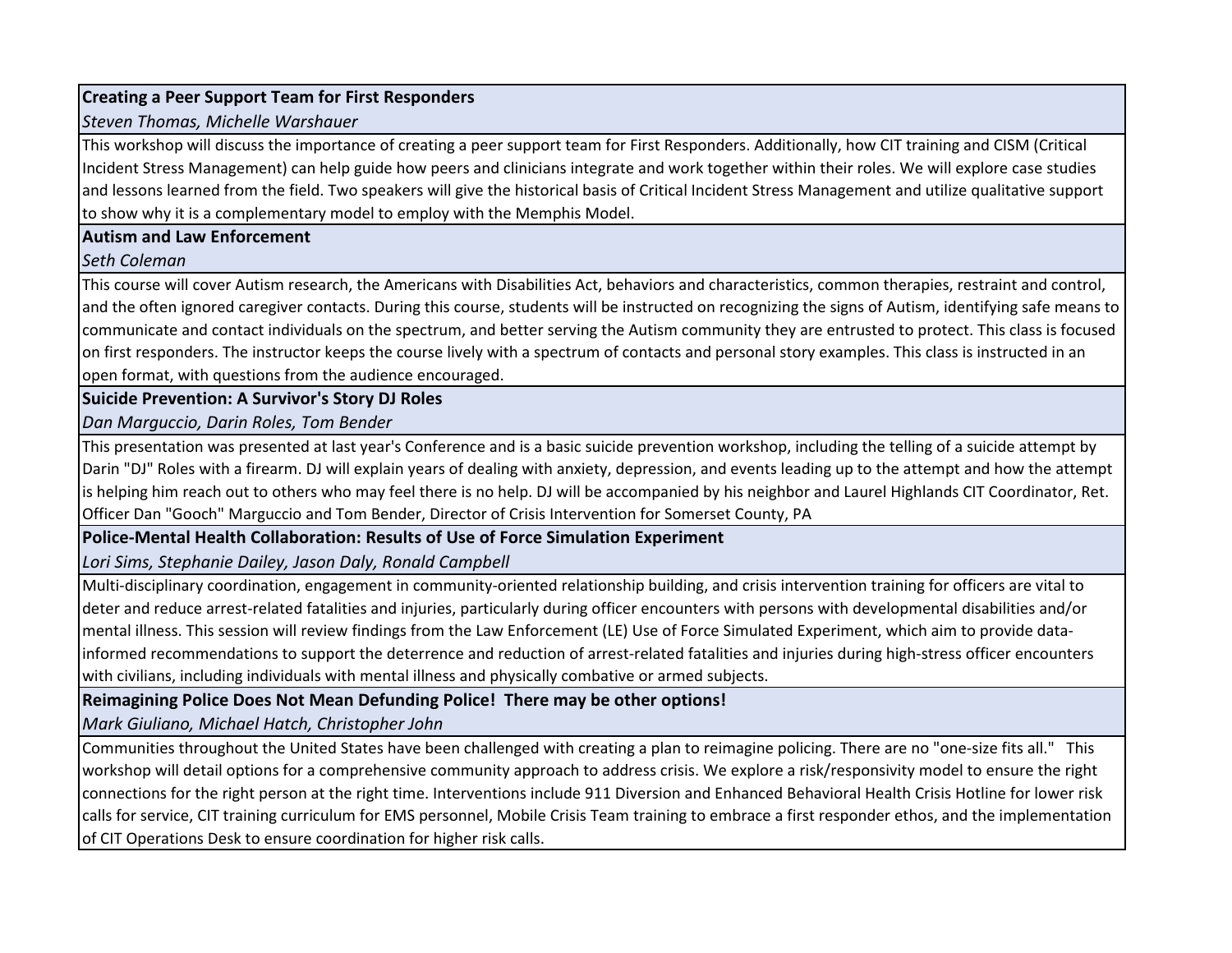**Creating a Peer Support Team for First Responders**

*Steven Thomas, Michelle Warshauer*

This workshop will discuss the importance of creating a peer support team for First Responders. Additionally, how CIT training and CISM (Critical Incident Stress Management) can help guide how peers and clinicians integrate and work together within their roles. We will explore case studies and lessons learned from the field. Two speakers will give the historical basis of Critical Incident Stress Management and utilize qualitative support to show why it is a complementary model to employ with the Memphis Model.

**Autism and Law Enforcement**

*Seth Coleman*

This course will cover Autism research, the Americans with Disabilities Act, behaviors and characteristics, common therapies, restraint and control, and the often ignored caregiver contacts. During this course, students will be instructed on recognizing the signs of Autism, identifying safe means to communicate and contact individuals on the spectrum, and better serving the Autism community they are entrusted to protect. This class is focused on first responders. The instructor keeps the course lively with a spectrum of contacts and personal story examples. This class is instructed in an open format, with questions from the audience encouraged.

**Suicide Prevention: A Survivor's Story DJ Roles**

*Dan Marguccio, Darin Roles, Tom Bender*

This presentation was presented at last year's Conference and is a basic suicide prevention workshop, including the telling of a suicide attempt by Darin "DJ" Roles with a firearm. DJ will explain years of dealing with anxiety, depression, and events leading up to the attempt and how the attempt is helping him reach out to others who may feel there is no help. DJ will be accompanied by his neighbor and Laurel Highlands CIT Coordinator, Ret. Officer Dan "Gooch" Marguccio and Tom Bender, Director of Crisis Intervention for Somerset County, PA

**Police-Mental Health Collaboration: Results of Use of Force Simulation Experiment**

*Lori Sims, Stephanie Dailey, Jason Daly, Ronald Campbell*

Multi-disciplinary coordination, engagement in community-oriented relationship building, and crisis intervention training for officers are vital to deter and reduce arrest-related fatalities and injuries, particularly during officer encounters with persons with developmental disabilities and/or mental illness. This session will review findings from the Law Enforcement (LE) Use of Force Simulated Experiment, which aim to provide data-informed recommendations to support the deterrence and reduction of arrest-related fatalities and injuries during high-stress officer encounters with civilians, including individuals with mental illness and physically combative or armed subjects.

**Reimagining Police Does Not Mean Defunding Police! There may be other options!**

*Mark Giuliano, Michael Hatch, Christopher John*

Communities throughout the United States have been challenged with creating a plan to reimagine policing. There are no "one-size fits all." This workshop will detail options for a comprehensive community approach to address crisis. We explore a risk/responsivity model to ensure the right connections for the right person at the right time. Interventions include 911 Diversion and Enhanced Behavioral Health Crisis Hotline for lower risk calls for service, CIT training curriculum for EMS personnel, Mobile Crisis Team training to embrace a first responder ethos, and the implementation of CIT Operations Desk to ensure coordination for higher risk calls.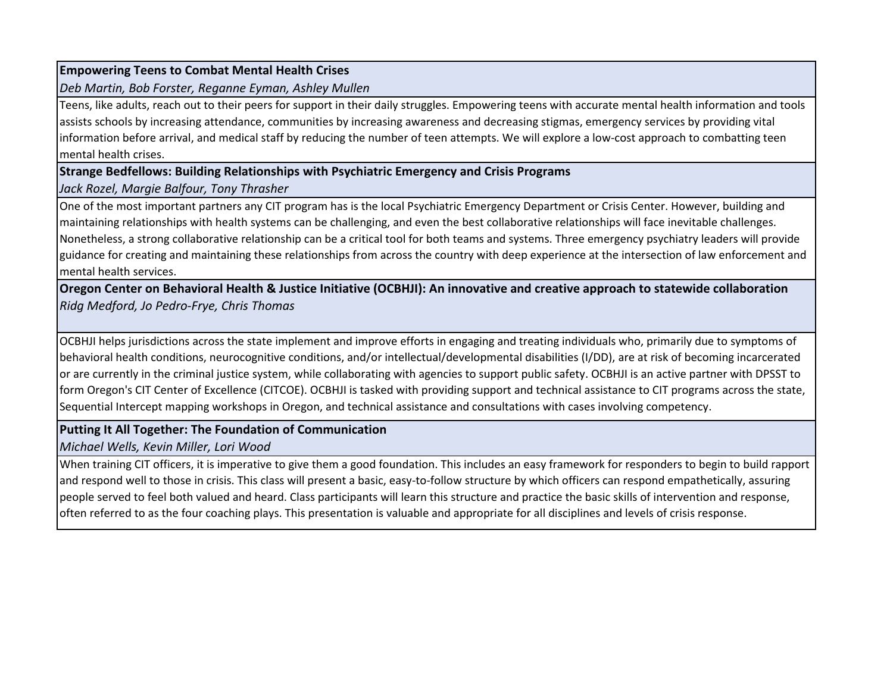**Empowering Teens to Combat Mental Health Crises**

*Deb Martin, Bob Forster, Reganne Eyman, Ashley Mullen*

Teens, like adults, reach out to their peers for support in their daily struggles. Empowering teens with accurate mental health information and tools assists schools by increasing attendance, communities by increasing awareness and decreasing stigmas, emergency services by providing vital information before arrival, and medical staff by reducing the number of teen attempts. We will explore a low-cost approach to combatting teen mental health crises.

**Strange Bedfellows: Building Relationships with Psychiatric Emergency and Crisis Programs**

*Jack Rozel, Margie Balfour, Tony Thrasher*

One of the most important partners any CIT program has is the local Psychiatric Emergency Department or Crisis Center. However, building and maintaining relationships with health systems can be challenging, and even the best collaborative relationships will face inevitable challenges. Nonetheless, a strong collaborative relationship can be a critical tool for both teams and systems. Three emergency psychiatry leaders will provide guidance for creating and maintaining these relationships from across the country with deep experience at the intersection of law enforcement and mental health services.

**Oregon Center on Behavioral Health & Justice Initiative (OCBHJI): An innovative and creative approach to statewide collaboration**

*Ridg Medford, Jo Pedro-Frye, Chris Thomas*

OCBHJI helps jurisdictions across the state implement and improve efforts in engaging and treating individuals who, primarily due to symptoms of behavioral health conditions, neurocognitive conditions, and/or intellectual/developmental disabilities (I/DD), are at risk of becoming incarcerated or are currently in the criminal justice system, while collaborating with agencies to support public safety. OCBHJI is an active partner with DPSST to form Oregon's CIT Center of Excellence (CITCOE). OCBHJI is tasked with providing support and technical assistance to CIT programs across the state, Sequential Intercept mapping workshops in Oregon, and technical assistance and consultations with cases involving competency.

**Putting It All Together: The Foundation of Communication**

*Michael Wells, Kevin Miller, Lori Wood*

When training CIT officers, it is imperative to give them a good foundation. This includes an easy framework for responders to begin to build rapport and respond well to those in crisis. This class will present a basic, easy-to-follow structure by which officers can respond empathetically, assuring people served to feel both valued and heard. Class participants will learn this structure and practice the basic skills of intervention and response, often referred to as the four coaching plays. This presentation is valuable and appropriate for all disciplines and levels of crisis response.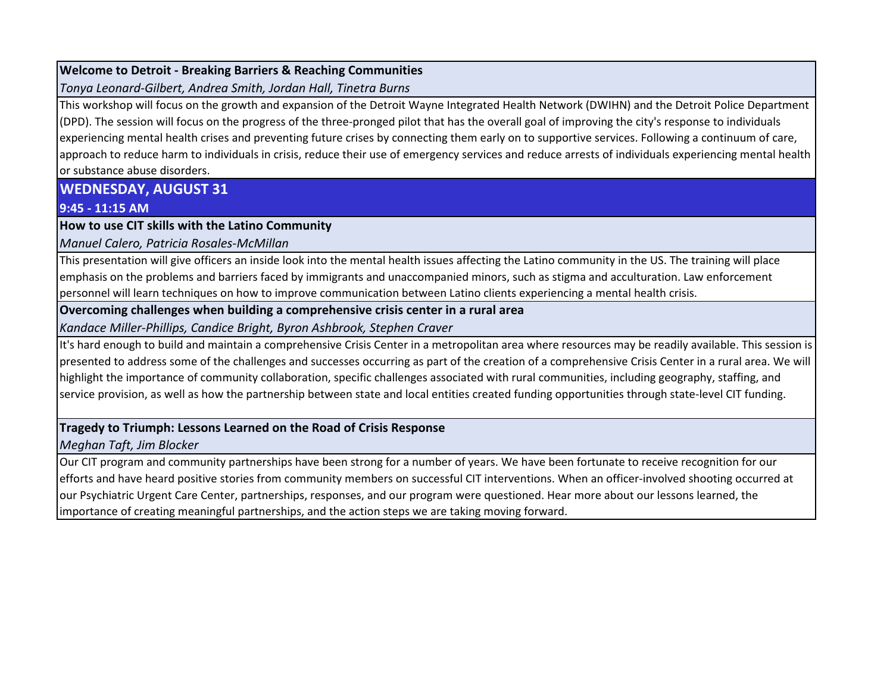**Welcome to Detroit - Breaking Barriers & Reaching Communities**

*Tonya Leonard-Gilbert, Andrea Smith, Jordan Hall, Tinetra Burns*

This workshop will focus on the growth and expansion of the Detroit Wayne Integrated Health Network (DWIHN) and the Detroit Police Department (DPD). The session will focus on the progress of the three-pronged pilot that has the overall goal of improving the city's response to individuals experiencing mental health crises and preventing future crises by connecting them early on to supportive services. Following a continuum of care, approach to reduce harm to individuals in crisis, reduce their use of emergency services and reduce arrests of individuals experiencing mental health or substance abuse disorders.

## WEDNESDAY, AUGUST 31

### 9:45 - 11:15 AM

**How to use CIT skills with the Latino Community**

*Manuel Calero, Patricia Rosales-McMillan*

This presentation will give officers an inside look into the mental health issues affecting the Latino community in the US. The training will place emphasis on the problems and barriers faced by immigrants and unaccompanied minors, such as stigma and acculturation. Law enforcement personnel will learn techniques on how to improve communication between Latino clients experiencing a mental health crisis.

**Overcoming challenges when building a comprehensive crisis center in a rural area**

*Kandace Miller-Phillips, Candice Bright, Byron Ashbrook, Stephen Craver*

It's hard enough to build and maintain a comprehensive Crisis Center in a metropolitan area where resources may be readily available. This session is presented to address some of the challenges and successes occurring as part of the creation of a comprehensive Crisis Center in a rural area. We will highlight the importance of community collaboration, specific challenges associated with rural communities, including geography, staffing, and service provision, as well as how the partnership between state and local entities created funding opportunities through state-level CIT funding.

**Tragedy to Triumph: Lessons Learned on the Road of Crisis Response**

*Meghan Taft, Jim Blocker*

Our CIT program and community partnerships have been strong for a number of years. We have been fortunate to receive recognition for our efforts and have heard positive stories from community members on successful CIT interventions. When an officer-involved shooting occurred at our Psychiatric Urgent Care Center, partnerships, responses, and our program were questioned. Hear more about our lessons learned, the importance of creating meaningful partnerships, and the action steps we are taking moving forward.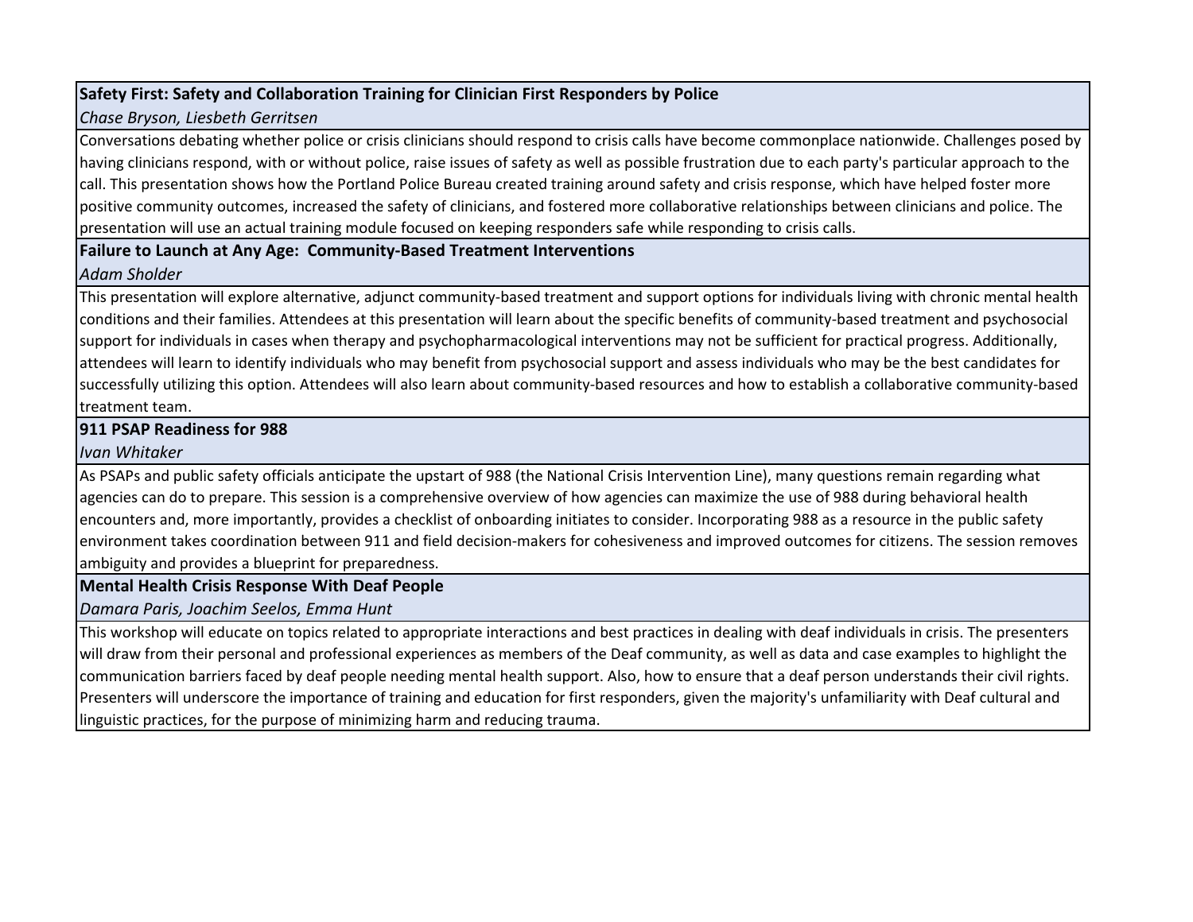**Safety First: Safety and Collaboration Training for Clinician First Responders by Police**

*Chase Bryson, Liesbeth Gerritsen*

Conversations debating whether police or crisis clinicians should respond to crisis calls have become commonplace nationwide. Challenges posed by having clinicians respond, with or without police, raise issues of safety as well as possible frustration due to each party's particular approach to the call. This presentation shows how the Portland Police Bureau created training around safety and crisis response, which have helped foster more positive community outcomes, increased the safety of clinicians, and fostered more collaborative relationships between clinicians and police. The presentation will use an actual training module focused on keeping responders safe while responding to crisis calls.

**Failure to Launch at Any Age: Community-Based Treatment Interventions**

*Adam Sholder*

This presentation will explore alternative, adjunct community-based treatment and support options for individuals living with chronic mental health conditions and their families. Attendees at this presentation will learn about the specific benefits of community-based treatment and psychosocial support for individuals in cases when therapy and psychopharmacological interventions may not be sufficient for practical progress. Additionally, attendees will learn to identify individuals who may benefit from psychosocial support and assess individuals who may be the best candidates for successfully utilizing this option. Attendees will also learn about community-based resources and how to establish a collaborative community-based treatment team.

**911 PSAP Readiness for 988**

*Ivan Whitaker*

As PSAPs and public safety officials anticipate the upstart of 988 (the National Crisis Intervention Line), many questions remain regarding what agencies can do to prepare. This session is a comprehensive overview of how agencies can maximize the use of 988 during behavioral health encounters and, more importantly, provides a checklist of onboarding initiates to consider. Incorporating 988 as a resource in the public safety environment takes coordination between 911 and field decision-makers for cohesiveness and improved outcomes for citizens. The session removes ambiguity and provides a blueprint for preparedness.

**Mental Health Crisis Response With Deaf People**

*Damara Paris, Joachim Seelos, Emma Hunt*

This workshop will educate on topics related to appropriate interactions and best practices in dealing with deaf individuals in crisis. The presenters will draw from their personal and professional experiences as members of the Deaf community, as well as data and case examples to highlight the communication barriers faced by deaf people needing mental health support. Also, how to ensure that a deaf person understands their civil rights. Presenters will underscore the importance of training and education for first responders, given the majority's unfamiliarity with Deaf cultural and linguistic practices, for the purpose of minimizing harm and reducing trauma.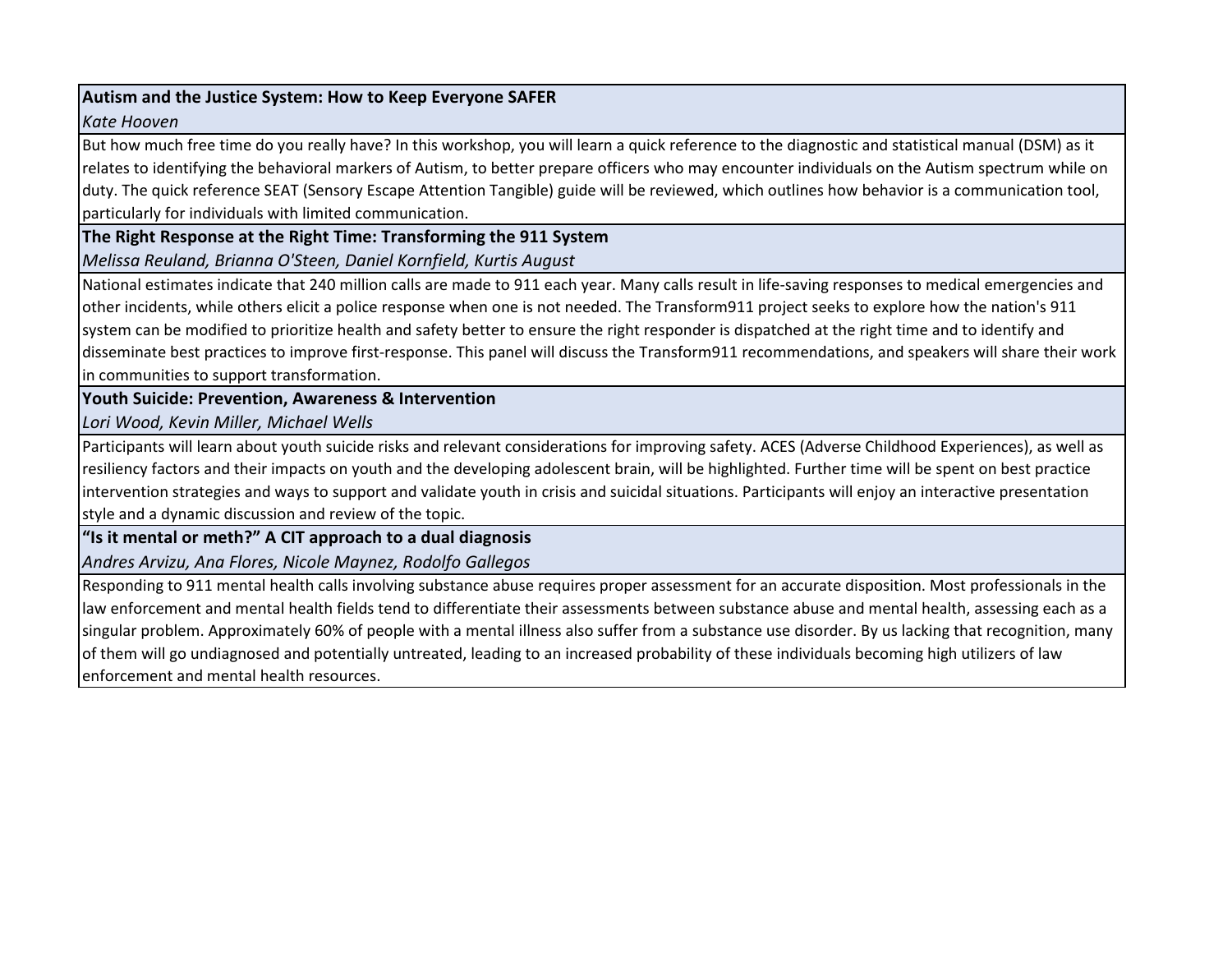**Autism and the Justice System: How to Keep Everyone SAFER**

*Kate Hooven*

But how much free time do you really have? In this workshop, you will learn a quick reference to the diagnostic and statistical manual (DSM) as it relates to identifying the behavioral markers of Autism, to better prepare officers who may encounter individuals on the Autism spectrum while on duty. The quick reference SEAT (Sensory Escape Attention Tangible) guide will be reviewed, which outlines how behavior is a communication tool, particularly for individuals with limited communication.

**The Right Response at the Right Time: Transforming the 911 System**

*Melissa Reuland, Brianna O'Steen, Daniel Kornfield, Kurtis August*

National estimates indicate that 240 million calls are made to 911 each year. Many calls result in life-saving responses to medical emergencies and other incidents, while others elicit a police response when one is not needed. The Transform911 project seeks to explore how the nation's 911 system can be modified to prioritize health and safety better to ensure the right responder is dispatched at the right time and to identify and disseminate best practices to improve first-response. This panel will discuss the Transform911 recommendations, and speakers will share their work in communities to support transformation.

**Youth Suicide: Prevention, Awareness & Intervention**

*Lori Wood, Kevin Miller, Michael Wells*

Participants will learn about youth suicide risks and relevant considerations for improving safety. ACES (Adverse Childhood Experiences), as well as resiliency factors and their impacts on youth and the developing adolescent brain, will be highlighted. Further time will be spent on best practice intervention strategies and ways to support and validate youth in crisis and suicidal situations. Participants will enjoy an interactive presentation style and a dynamic discussion and review of the topic.

**"Is it mental or meth?" A CIT approach to a dual diagnosis**

*Andres Arvizu, Ana Flores, Nicole Maynez, Rodolfo Gallegos*

Responding to 911 mental health calls involving substance abuse requires proper assessment for an accurate disposition. Most professionals in the law enforcement and mental health fields tend to differentiate their assessments between substance abuse and mental health, assessing each as a singular problem. Approximately 60% of people with a mental illness also suffer from a substance use disorder. By us lacking that recognition, many of them will go undiagnosed and potentially untreated, leading to an increased probability of these individuals becoming high utilizers of law enforcement and mental health resources.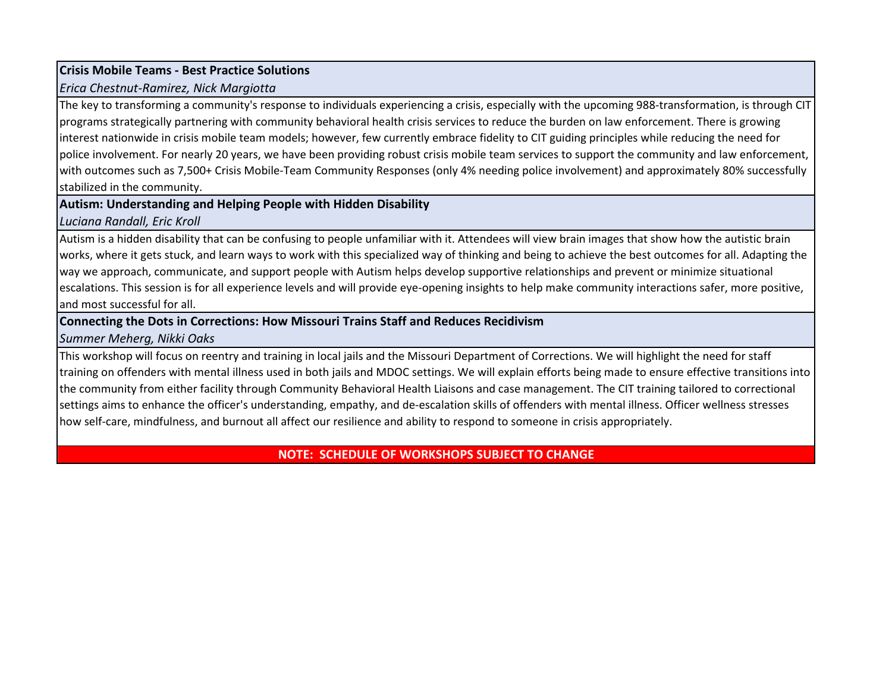**Crisis Mobile Teams - Best Practice Solutions**

*Erica Chestnut-Ramirez, Nick Margiotta*

The key to transforming a community's response to individuals experiencing a crisis, especially with the upcoming 988-transformation, is through CIT programs strategically partnering with community behavioral health crisis services to reduce the burden on law enforcement. There is growing interest nationwide in crisis mobile team models; however, few currently embrace fidelity to CIT guiding principles while reducing the need for police involvement. For nearly 20 years, we have been providing robust crisis mobile team services to support the community and law enforcement, with outcomes such as 7,500+ Crisis Mobile-Team Community Responses (only 4% needing police involvement) and approximately 80% successfully stabilized in the community.

**Autism: Understanding and Helping People with Hidden Disability**

*Luciana Randall, Eric Kroll*

Autism is a hidden disability that can be confusing to people unfamiliar with it. Attendees will view brain images that show how the autistic brain works, where it gets stuck, and learn ways to work with this specialized way of thinking and being to achieve the best outcomes for all. Adapting the way we approach, communicate, and support people with Autism helps develop supportive relationships and prevent or minimize situational escalations. This session is for all experience levels and will provide eye-opening insights to help make community interactions safer, more positive, and most successful for all.

**Connecting the Dots in Corrections: How Missouri Trains Staff and Reduces Recidivism**

*Summer Meherg, Nikki Oaks*

This workshop will focus on reentry and training in local jails and the Missouri Department of Corrections. We will highlight the need for staff training on offenders with mental illness used in both jails and MDOC settings. We will explain efforts being made to ensure effective transitions into the community from either facility through Community Behavioral Health Liaisons and case management. The CIT training tailored to correctional settings aims to enhance the officer's understanding, empathy, and de-escalation skills of offenders with mental illness. Officer wellness stresses how self-care, mindfulness, and burnout all affect our resilience and ability to respond to someone in crisis appropriately.

**NOTE: SCHEDULE OF WORKSHOPS SUBJECT TO CHANGE**